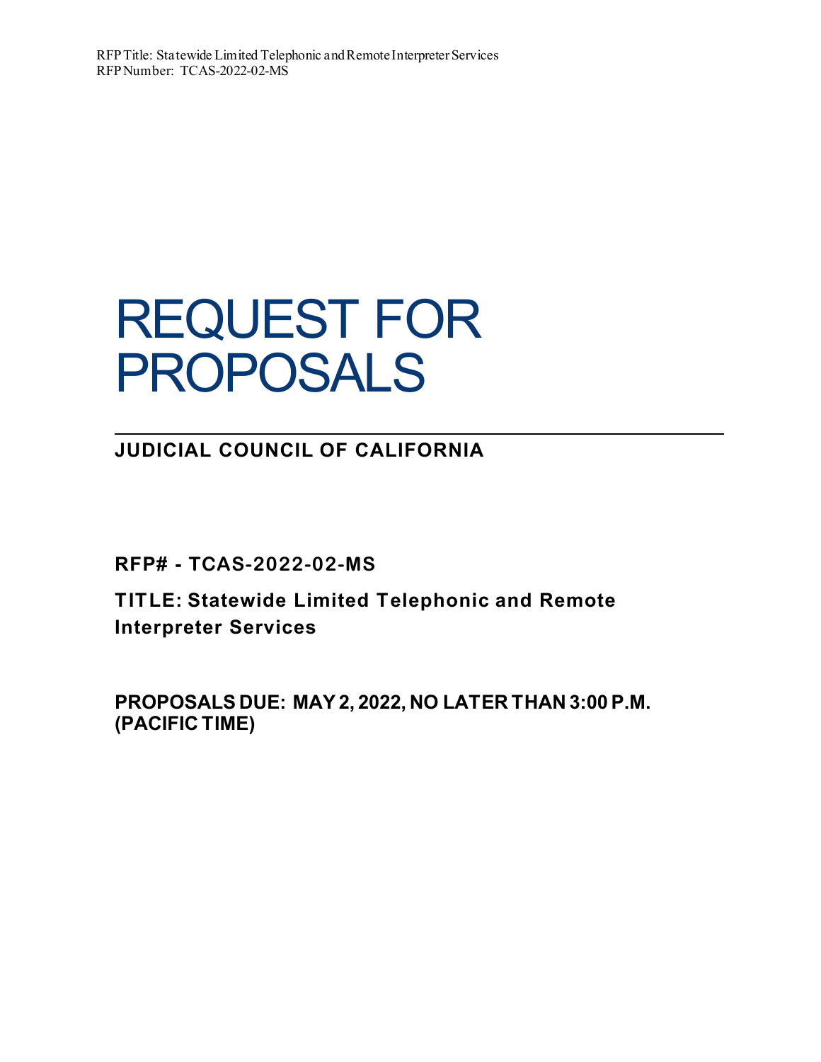# REQUEST FOR PROPOSALS

## JUDICIAL COUNCIL OF CALIFORNIA

**RFP# - TCAS-2022-02-MS**

**TITLE: Statewide Limited Telephonic and Remote Interpreter Services**

**PROPOSALS DUE: MAY 2, 2022, NO LATER THAN 3:00 P.M. (PACIFIC TIME)**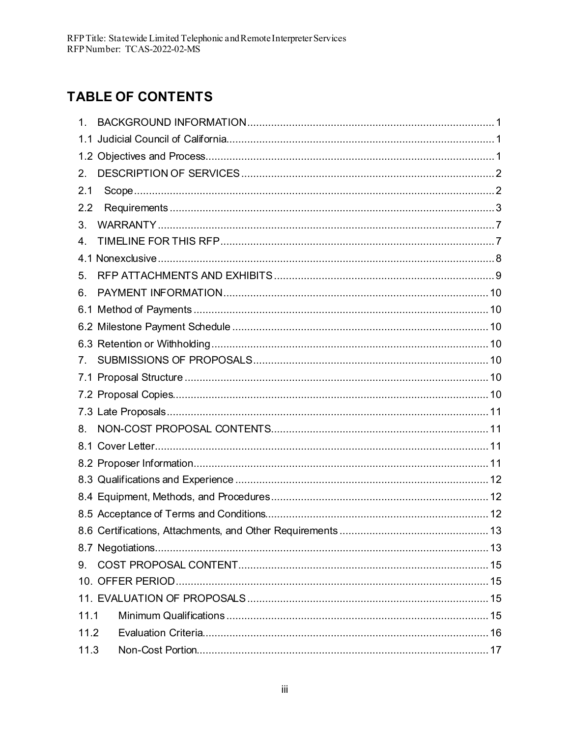# TABLE OF CONTENTS

| | |
|---|---|
| 1. BACKGROUND INFORMATION | 1 |
| 1.1 Judicial Council of California | 1 |
| 1.2 Objectives and Process | 1 |
| 2. DESCRIPTION OF SERVICES | 2 |
| 2.1 Scope | 2 |
| 2.2 Requirements | 3 |
| 3. WARRANTY | 7 |
| 4. TIMELINE FOR THIS RFP | 7 |
| 4.1 Nonexclusive | 8 |
| 5. RFP ATTACHMENTS AND EXHIBITS | 9 |
| 6. PAYMENT INFORMATION | 10 |
| 6.1 Method of Payments | 10 |
| 6.2 Milestone Payment Schedule | 10 |
| 6.3 Retention or Withholding | 10 |
| 7. SUBMISSIONS OF PROPOSALS | 10 |
| 7.1 Proposal Structure | 10 |
| 7.2 Proposal Copies | 10 |
| 7.3 Late Proposals | 11 |
| 8. NON-COST PROPOSAL CONTENTS | 11 |
| 8.1 Cover Letter | 11 |
| 8.2 Proposer Information | 11 |
| 8.3 Qualifications and Experience | 12 |
| 8.4 Equipment, Methods, and Procedures | 12 |
| 8.5 Acceptance of Terms and Conditions | 12 |
| 8.6 Certifications, Attachments, and Other Requirements | 13 |
| 8.7 Negotiations | 13 |
| 9. COST PROPOSAL CONTENT | 15 |
| 10. OFFER PERIOD | 15 |
| 11. EVALUATION OF PROPOSALS | 15 |
| 11.1 Minimum Qualifications | 15 |
| 11.2 Evaluation Criteria | 16 |
| 11.3 Non-Cost Portion | 17 |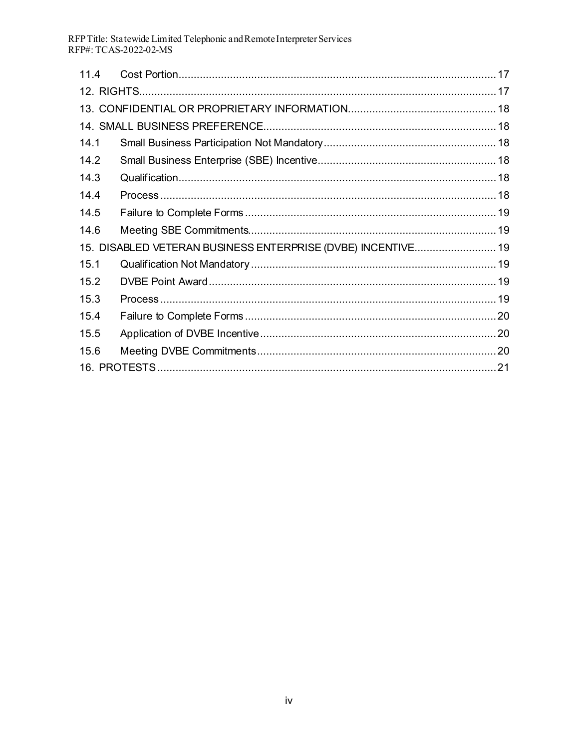| | | |
|---|---|---|
| 11.4 | Cost Portion | 17 |
| 12. RIGHTS | | 17 |
| 13. CONFIDENTIAL OR PROPRIETARY INFORMATION | | 18 |
| 14. SMALL BUSINESS PREFERENCE | | 18 |
| 14.1 | Small Business Participation Not Mandatory | 18 |
| 14.2 | Small Business Enterprise (SBE) Incentive | 18 |
| 14.3 | Qualification | 18 |
| 14.4 | Process | 18 |
| 14.5 | Failure to Complete Forms | 19 |
| 14.6 | Meeting SBE Commitments | 19 |
| 15. DISABLED VETERAN BUSINESS ENTERPRISE (DVBE) INCENTIVE | | 19 |
| 15.1 | Qualification Not Mandatory | 19 |
| 15.2 | DVBE Point Award | 19 |
| 15.3 | Process | 19 |
| 15.4 | Failure to Complete Forms | 20 |
| 15.5 | Application of DVBE Incentive | 20 |
| 15.6 | Meeting DVBE Commitments | 20 |
| 16. PROTESTS | | 21 |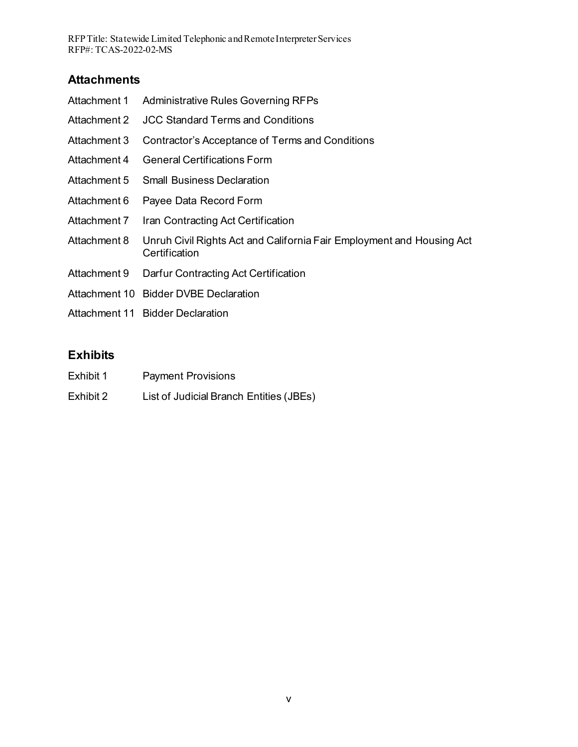## Attachments

| | |
|---|---|
| Attachment 1 | Administrative Rules Governing RFPs |
| Attachment 2 | JCC Standard Terms and Conditions |
| Attachment 3 | Contractor's Acceptance of Terms and Conditions |
| Attachment 4 | General Certifications Form |
| Attachment 5 | Small Business Declaration |
| Attachment 6 | Payee Data Record Form |
| Attachment 7 | Iran Contracting Act Certification |
| Attachment 8 | Unruh Civil Rights Act and California Fair Employment and Housing Act Certification |
| Attachment 9 | Darfur Contracting Act Certification |
| Attachment 10 | Bidder DVBE Declaration |
| Attachment 11 | Bidder Declaration |

## Exhibits

| | |
|---|---|
| Exhibit 1 | Payment Provisions |
| Exhibit 2 | List of Judicial Branch Entities (JBEs) |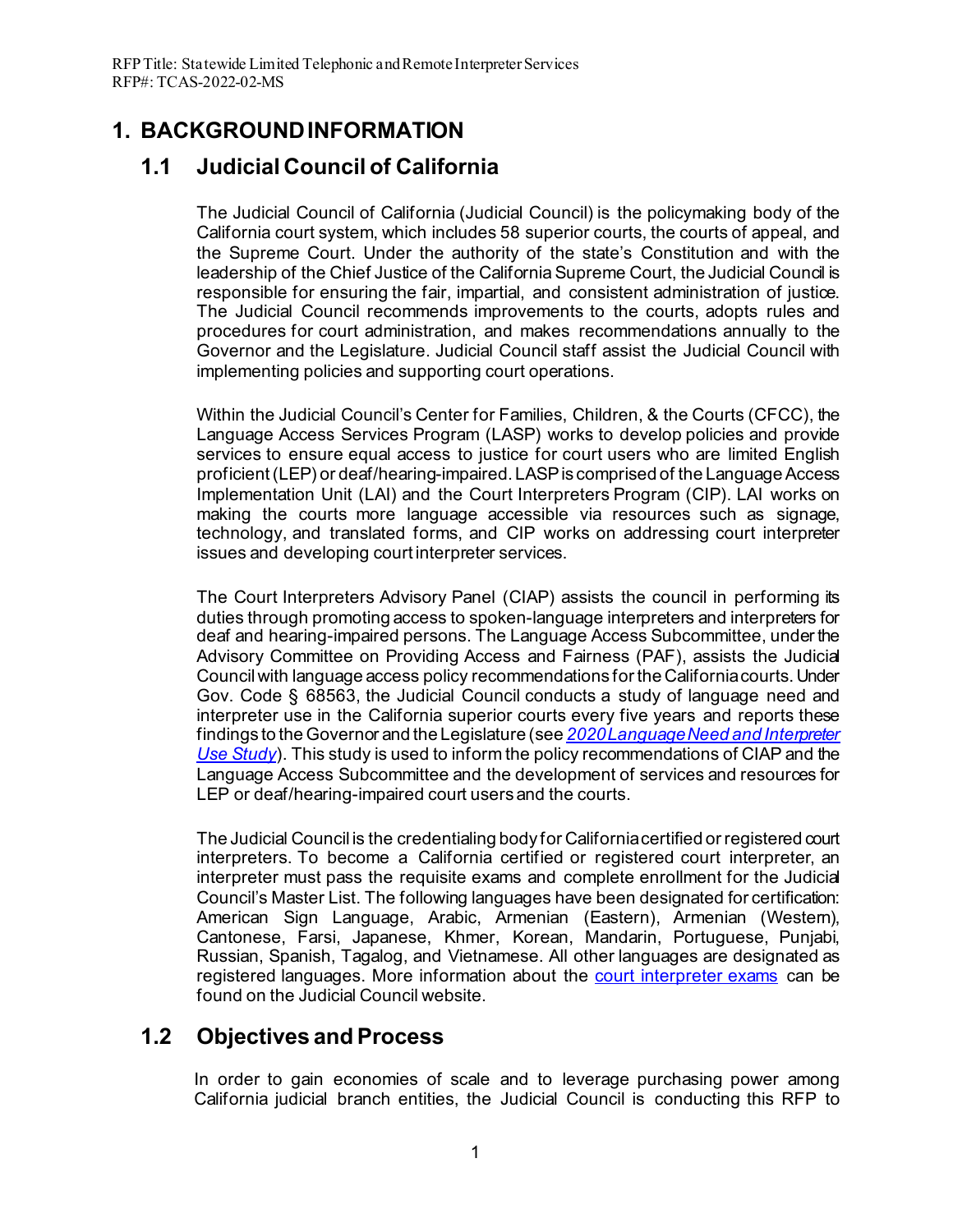# 1. BACKGROUND INFORMATION

## 1.1 Judicial Council of California

The Judicial Council of California (Judicial Council) is the policymaking body of the California court system, which includes 58 superior courts, the courts of appeal, and the Supreme Court. Under the authority of the state's Constitution and with the leadership of the Chief Justice of the California Supreme Court, the Judicial Council is responsible for ensuring the fair, impartial, and consistent administration of justice. The Judicial Council recommends improvements to the courts, adopts rules and procedures for court administration, and makes recommendations annually to the Governor and the Legislature. Judicial Council staff assist the Judicial Council with implementing policies and supporting court operations.

Within the Judicial Council's Center for Families, Children, & the Courts (CFCC), the Language Access Services Program (LASP) works to develop policies and provide services to ensure equal access to justice for court users who are limited English proficient (LEP) or deaf/hearing-impaired. LASP is comprised of the Language Access Implementation Unit (LAI) and the Court Interpreters Program (CIP). LAI works on making the courts more language accessible via resources such as signage, technology, and translated forms, and CIP works on addressing court interpreter issues and developing court interpreter services.

The Court Interpreters Advisory Panel (CIAP) assists the council in performing its duties through promoting access to spoken-language interpreters and interpreters for deaf and hearing-impaired persons. The Language Access Subcommittee, under the Advisory Committee on Providing Access and Fairness (PAF), assists the Judicial Council with language access policy recommendations for the California courts. Under Gov. Code § 68563, the Judicial Council conducts a study of language need and interpreter use in the California superior courts every five years and reports these findings to the Governor and the Legislature (see *2020 Language Need and Interpreter Use Study*). This study is used to inform the policy recommendations of CIAP and the Language Access Subcommittee and the development of services and resources for LEP or deaf/hearing-impaired court users and the courts.

The Judicial Council is the credentialing body for California certified or registered court interpreters. To become a California certified or registered court interpreter, an interpreter must pass the requisite exams and complete enrollment for the Judicial Council's Master List. The following languages have been designated for certification: American Sign Language, Arabic, Armenian (Eastern), Armenian (Western), Cantonese, Farsi, Japanese, Khmer, Korean, Mandarin, Portuguese, Punjabi, Russian, Spanish, Tagalog, and Vietnamese. All other languages are designated as registered languages. More information about the court interpreter exams can be found on the Judicial Council website.

## 1.2 Objectives and Process

In order to gain economies of scale and to leverage purchasing power among California judicial branch entities, the Judicial Council is conducting this RFP to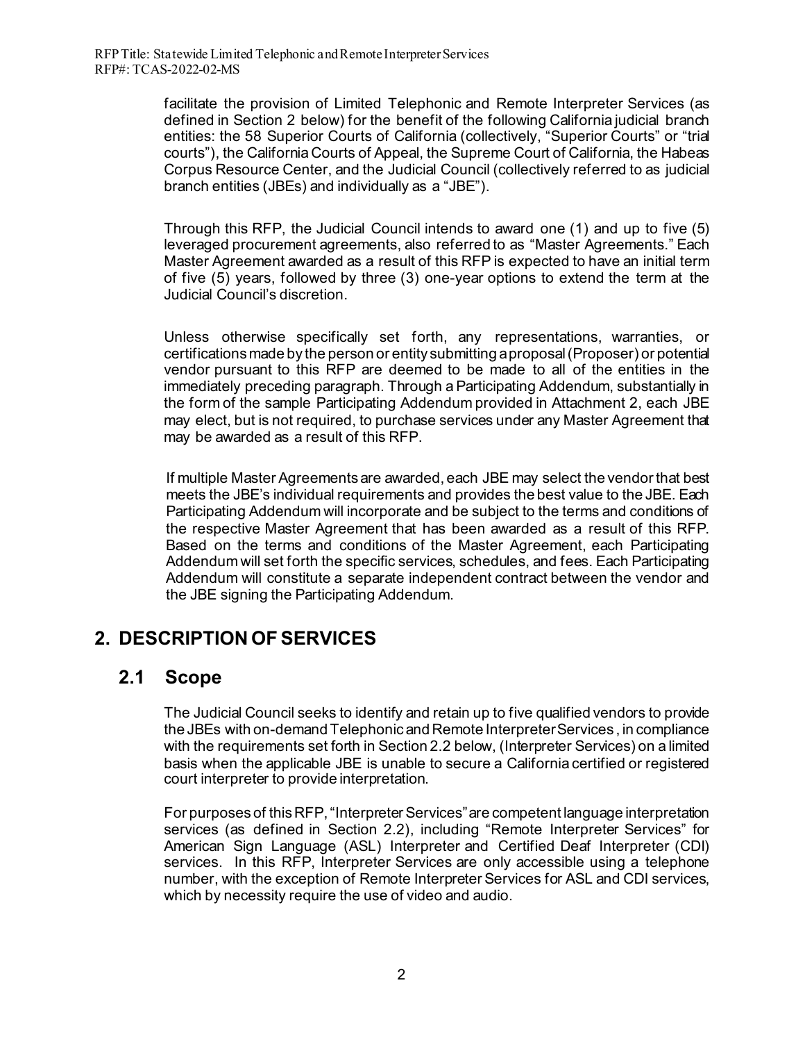facilitate the provision of Limited Telephonic and Remote Interpreter Services (as defined in Section 2 below) for the benefit of the following California judicial branch entities: the 58 Superior Courts of California (collectively, "Superior Courts" or "trial courts"), the California Courts of Appeal, the Supreme Court of California, the Habeas Corpus Resource Center, and the Judicial Council (collectively referred to as judicial branch entities (JBEs) and individually as a "JBE").

Through this RFP, the Judicial Council intends to award one (1) and up to five (5) leveraged procurement agreements, also referred to as "Master Agreements." Each Master Agreement awarded as a result of this RFP is expected to have an initial term of five (5) years, followed by three (3) one-year options to extend the term at the Judicial Council's discretion.

Unless otherwise specifically set forth, any representations, warranties, or certifications made by the person or entity submitting a proposal (Proposer) or potential vendor pursuant to this RFP are deemed to be made to all of the entities in the immediately preceding paragraph. Through a Participating Addendum, substantially in the form of the sample Participating Addendum provided in Attachment 2, each JBE may elect, but is not required, to purchase services under any Master Agreement that may be awarded as a result of this RFP.

If multiple Master Agreements are awarded, each JBE may select the vendor that best meets the JBE's individual requirements and provides the best value to the JBE. Each Participating Addendum will incorporate and be subject to the terms and conditions of the respective Master Agreement that has been awarded as a result of this RFP. Based on the terms and conditions of the Master Agreement, each Participating Addendum will set forth the specific services, schedules, and fees. Each Participating Addendum will constitute a separate independent contract between the vendor and the JBE signing the Participating Addendum.

# 2. DESCRIPTION OF SERVICES

## 2.1 Scope

The Judicial Council seeks to identify and retain up to five qualified vendors to provide the JBEs with on-demand Telephonic and Remote Interpreter Services, in compliance with the requirements set forth in Section 2.2 below, (Interpreter Services) on a limited basis when the applicable JBE is unable to secure a California certified or registered court interpreter to provide interpretation.

For purposes of this RFP, "Interpreter Services" are competent language interpretation services (as defined in Section 2.2), including "Remote Interpreter Services" for American Sign Language (ASL) Interpreter and Certified Deaf Interpreter (CDI) services. In this RFP, Interpreter Services are only accessible using a telephone number, with the exception of Remote Interpreter Services for ASL and CDI services, which by necessity require the use of video and audio.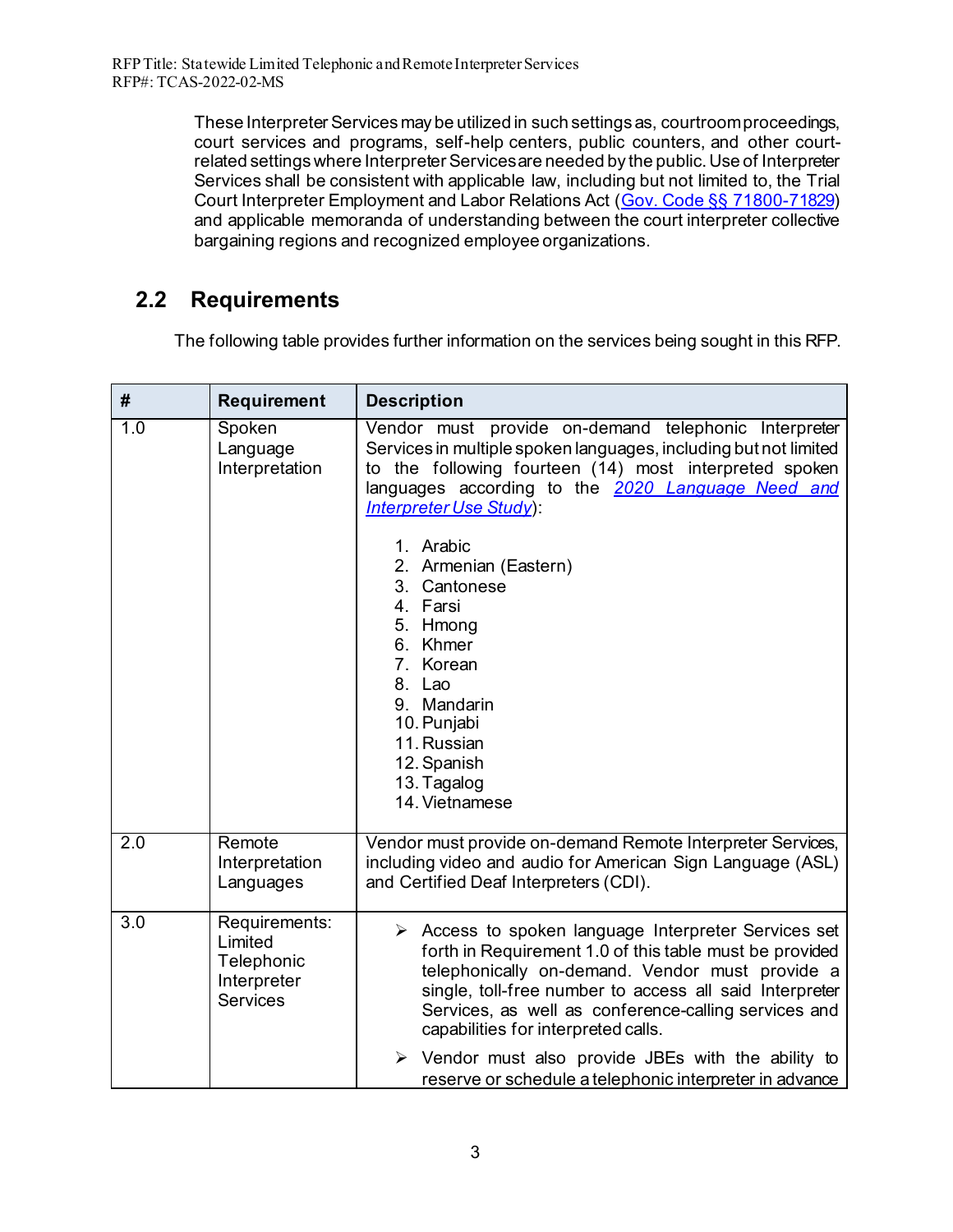These Interpreter Services may be utilized in such settings as, courtroom proceedings, court services and programs, self-help centers, public counters, and other court-related settings where Interpreter Services are needed by the public. Use of Interpreter Services shall be consistent with applicable law, including but not limited to, the Trial Court Interpreter Employment and Labor Relations Act (Gov. Code §§ 71800-71829) and applicable memoranda of understanding between the court interpreter collective bargaining regions and recognized employee organizations.

## 2.2 Requirements

The following table provides further information on the services being sought in this RFP.

| # | Requirement | Description |
|---|---|---|
| 1.0 | Spoken Language Interpretation | Vendor must provide on-demand telephonic Interpreter Services in multiple spoken languages, including but not limited to the following fourteen (14) most interpreted spoken languages according to the *2020 Language Need and Interpreter Use Study*):<br><br>1. Arabic<br>2. Armenian (Eastern)<br>3. Cantonese<br>4. Farsi<br>5. Hmong<br>6. Khmer<br>7. Korean<br>8. Lao<br>9. Mandarin<br>10. Punjabi<br>11. Russian<br>12. Spanish<br>13. Tagalog<br>14. Vietnamese |
| 2.0 | Remote Interpretation Languages | Vendor must provide on-demand Remote Interpreter Services, including video and audio for American Sign Language (ASL) and Certified Deaf Interpreters (CDI). |
| 3.0 | Requirements: Limited Telephonic Interpreter Services | ➢ Access to spoken language Interpreter Services set forth in Requirement 1.0 of this table must be provided telephonically on-demand. Vendor must provide a single, toll-free number to access all said Interpreter Services, as well as conference-calling services and capabilities for interpreted calls.<br><br>➢ Vendor must also provide JBEs with the ability to reserve or schedule a telephonic interpreter in advance |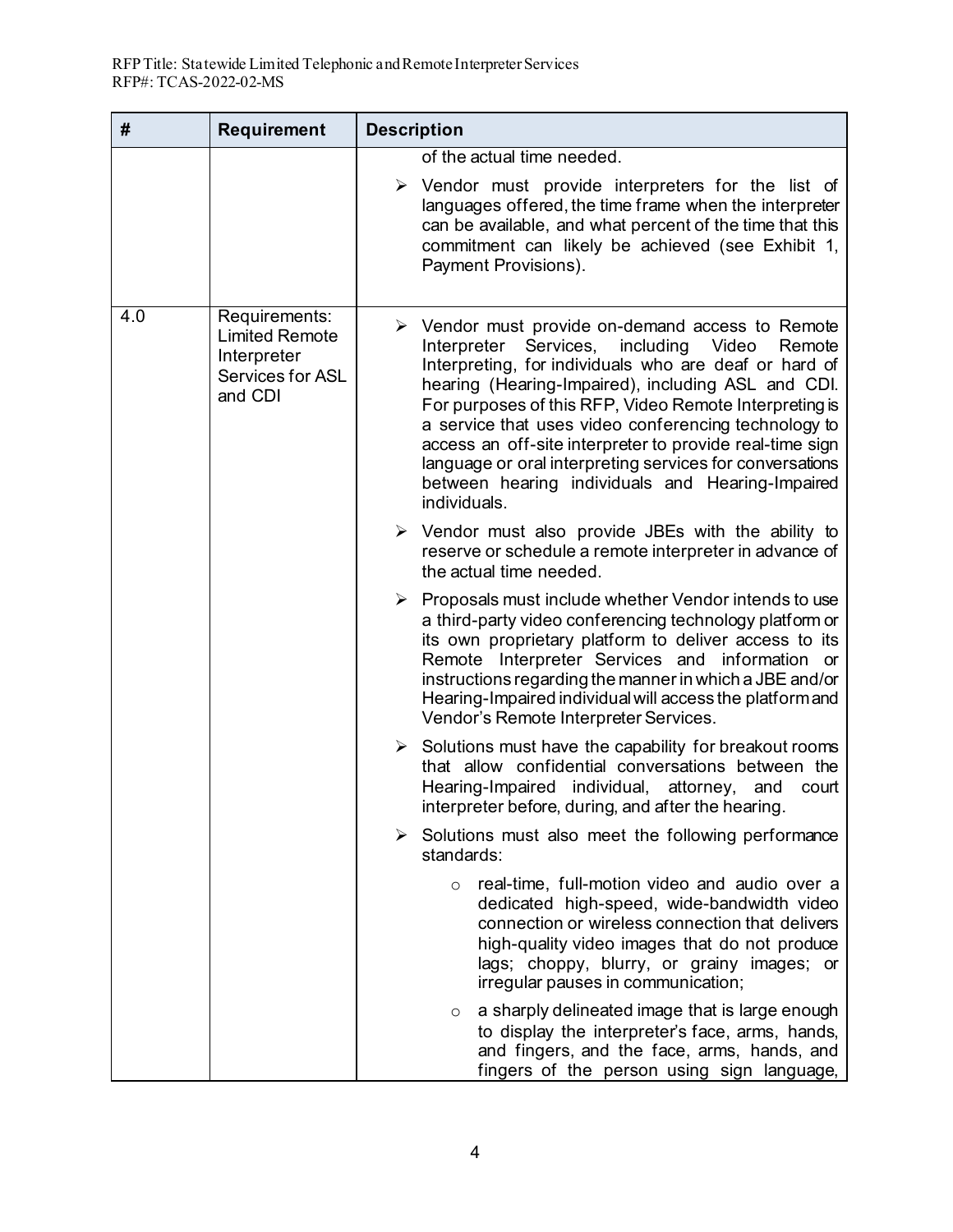| # | Requirement | Description |
|---|---|---|
| | | of the actual time needed.<br><br>➢ Vendor must provide interpreters for the list of languages offered, the time frame when the interpreter can be available, and what percent of the time that this commitment can likely be achieved (see Exhibit 1, Payment Provisions). |
| 4.0 | Requirements: Limited Remote Interpreter Services for ASL and CDI | ➢ Vendor must provide on-demand access to Remote Interpreter Services, including Video Remote Interpreting, for individuals who are deaf or hard of hearing (Hearing-Impaired), including ASL and CDI. For purposes of this RFP, Video Remote Interpreting is a service that uses video conferencing technology to access an off-site interpreter to provide real-time sign language or oral interpreting services for conversations between hearing individuals and Hearing-Impaired individuals.<br><br>➢ Vendor must also provide JBEs with the ability to reserve or schedule a remote interpreter in advance of the actual time needed.<br><br>➢ Proposals must include whether Vendor intends to use a third-party video conferencing technology platform or its own proprietary platform to deliver access to its Remote Interpreter Services and information or instructions regarding the manner in which a JBE and/or Hearing-Impaired individual will access the platform and Vendor's Remote Interpreter Services.<br><br>➢ Solutions must have the capability for breakout rooms that allow confidential conversations between the Hearing-Impaired individual, attorney, and court interpreter before, during, and after the hearing.<br><br>➢ Solutions must also meet the following performance standards:<br><br>○ real-time, full-motion video and audio over a dedicated high-speed, wide-bandwidth video connection or wireless connection that delivers high-quality video images that do not produce lags; choppy, blurry, or grainy images; or irregular pauses in communication;<br><br>○ a sharply delineated image that is large enough to display the interpreter's face, arms, hands, and fingers, and the face, arms, hands, and fingers of the person using sign language, |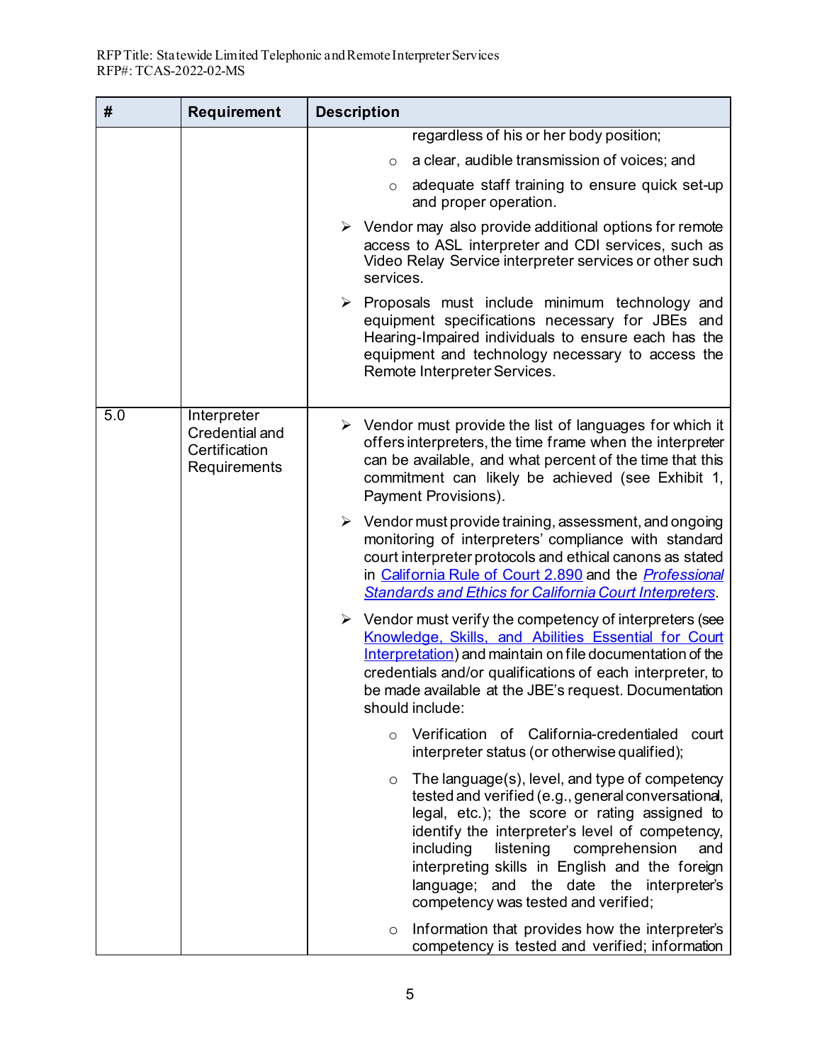| # | Requirement | Description |
|---|---|---|
| | | regardless of his or her body position;<br>○ a clear, audible transmission of voices; and<br>○ adequate staff training to ensure quick set-up and proper operation.<br>➢ Vendor may also provide additional options for remote access to ASL interpreter and CDI services, such as Video Relay Service interpreter services or other such services.<br>➢ Proposals must include minimum technology and equipment specifications necessary for JBEs and Hearing-Impaired individuals to ensure each has the equipment and technology necessary to access the Remote Interpreter Services. |
| 5.0 | Interpreter Credential and Certification Requirements | ➢ Vendor must provide the list of languages for which it offers interpreters, the time frame when the interpreter can be available, and what percent of the time that this commitment can likely be achieved (see Exhibit 1, Payment Provisions).<br>➢ Vendor must provide training, assessment, and ongoing monitoring of interpreters' compliance with standard court interpreter protocols and ethical canons as stated in California Rule of Court 2.890 and the *Professional Standards and Ethics for California Court Interpreters*.<br>➢ Vendor must verify the competency of interpreters (see Knowledge, Skills, and Abilities Essential for Court Interpretation) and maintain on file documentation of the credentials and/or qualifications of each interpreter, to be made available at the JBE's request. Documentation should include:<br>○ Verification of California-credentialed court interpreter status (or otherwise qualified);<br>○ The language(s), level, and type of competency tested and verified (e.g., general conversational, legal, etc.); the score or rating assigned to identify the interpreter's level of competency, including listening comprehension and interpreting skills in English and the foreign language; and the date the interpreter's competency was tested and verified;<br>○ Information that provides how the interpreter's competency is tested and verified; information |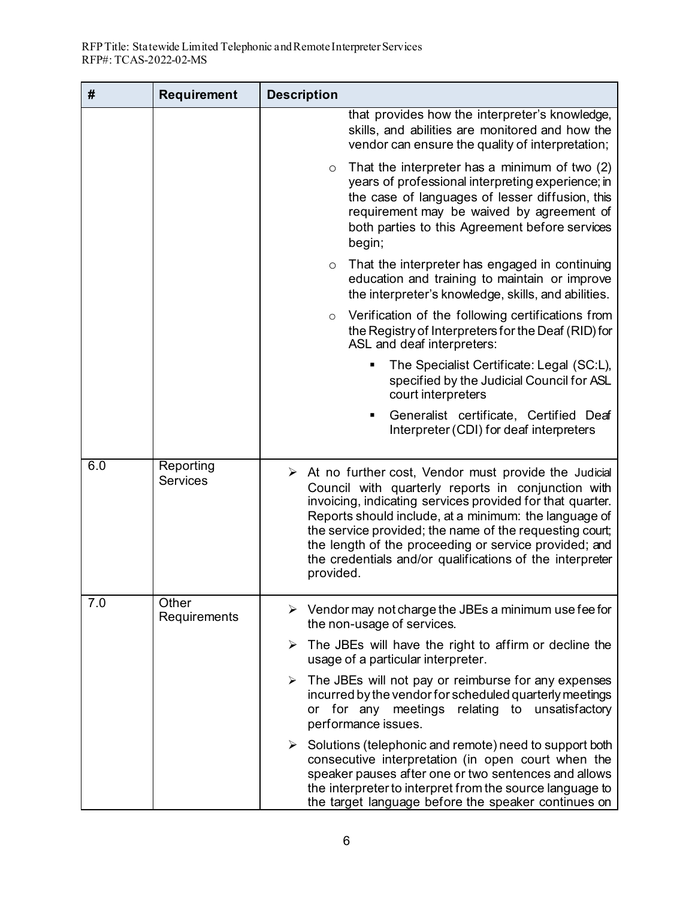| # | Requirement | Description |
|---|---|---|
| | | that provides how the interpreter's knowledge, skills, and abilities are monitored and how the vendor can ensure the quality of interpretation;<br>o That the interpreter has a minimum of two (2) years of professional interpreting experience; in the case of languages of lesser diffusion, this requirement may be waived by agreement of both parties to this Agreement before services begin;<br>o That the interpreter has engaged in continuing education and training to maintain or improve the interpreter's knowledge, skills, and abilities.<br>o Verification of the following certifications from the Registry of Interpreters for the Deaf (RID) for ASL and deaf interpreters:<br>▪ The Specialist Certificate: Legal (SC:L), specified by the Judicial Council for ASL court interpreters<br>▪ Generalist certificate, Certified Deaf Interpreter (CDI) for deaf interpreters |
| 6.0 | Reporting Services | ➢ At no further cost, Vendor must provide the Judicial Council with quarterly reports in conjunction with invoicing, indicating services provided for that quarter. Reports should include, at a minimum: the language of the service provided; the name of the requesting court; the length of the proceeding or service provided; and the credentials and/or qualifications of the interpreter provided. |
| 7.0 | Other Requirements | ➢ Vendor may not charge the JBEs a minimum use fee for the non-usage of services.<br>➢ The JBEs will have the right to affirm or decline the usage of a particular interpreter.<br>➢ The JBEs will not pay or reimburse for any expenses incurred by the vendor for scheduled quarterly meetings or for any meetings relating to unsatisfactory performance issues.<br>➢ Solutions (telephonic and remote) need to support both consecutive interpretation (in open court when the speaker pauses after one or two sentences and allows the interpreter to interpret from the source language to the target language before the speaker continues on |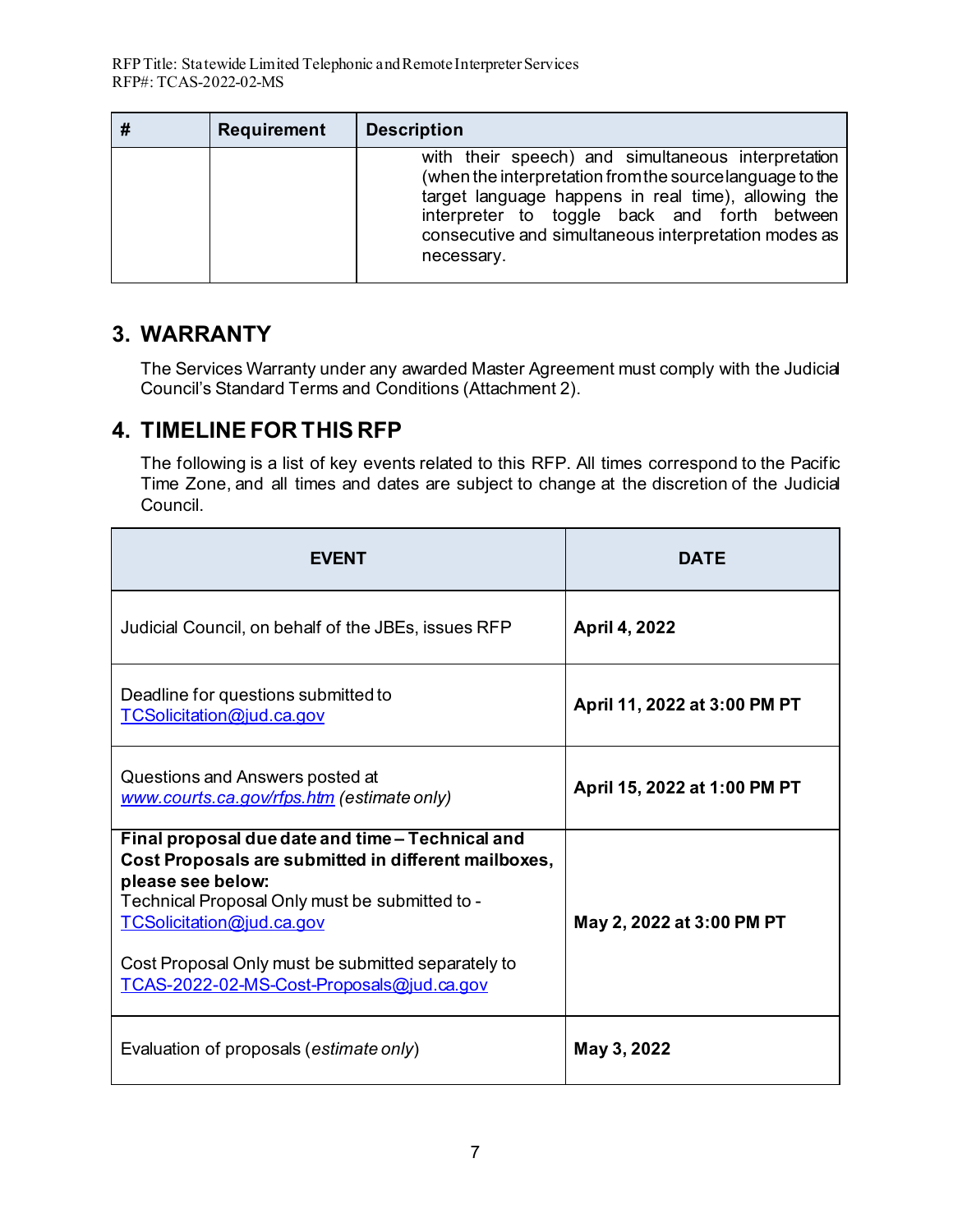| # | Requirement | Description |
|---|---|---|
| | | with their speech) and simultaneous interpretation (when the interpretation from the source language to the target language happens in real time), allowing the interpreter to toggle back and forth between consecutive and simultaneous interpretation modes as necessary. |

## 3. WARRANTY

The Services Warranty under any awarded Master Agreement must comply with the Judicial Council's Standard Terms and Conditions (Attachment 2).

## 4. TIMELINE FOR THIS RFP

The following is a list of key events related to this RFP. All times correspond to the Pacific Time Zone, and all times and dates are subject to change at the discretion of the Judicial Council.

| EVENT | DATE |
|---|---|
| Judicial Council, on behalf of the JBEs, issues RFP | **April 4, 2022** |
| Deadline for questions submitted to TCSolicitation@jud.ca.gov | **April 11, 2022 at 3:00 PM PT** |
| Questions and Answers posted at *www.courts.ca.gov/rfps.htm* *(estimate only)* | **April 15, 2022 at 1:00 PM PT** |
| **Final proposal due date and time – Technical and Cost Proposals are submitted in different mailboxes, please see below:**<br>Technical Proposal Only must be submitted to - TCSolicitation@jud.ca.gov<br><br>Cost Proposal Only must be submitted separately to TCAS-2022-02-MS-Cost-Proposals@jud.ca.gov | **May 2, 2022 at 3:00 PM PT** |
| Evaluation of proposals (*estimate only*) | **May 3, 2022** |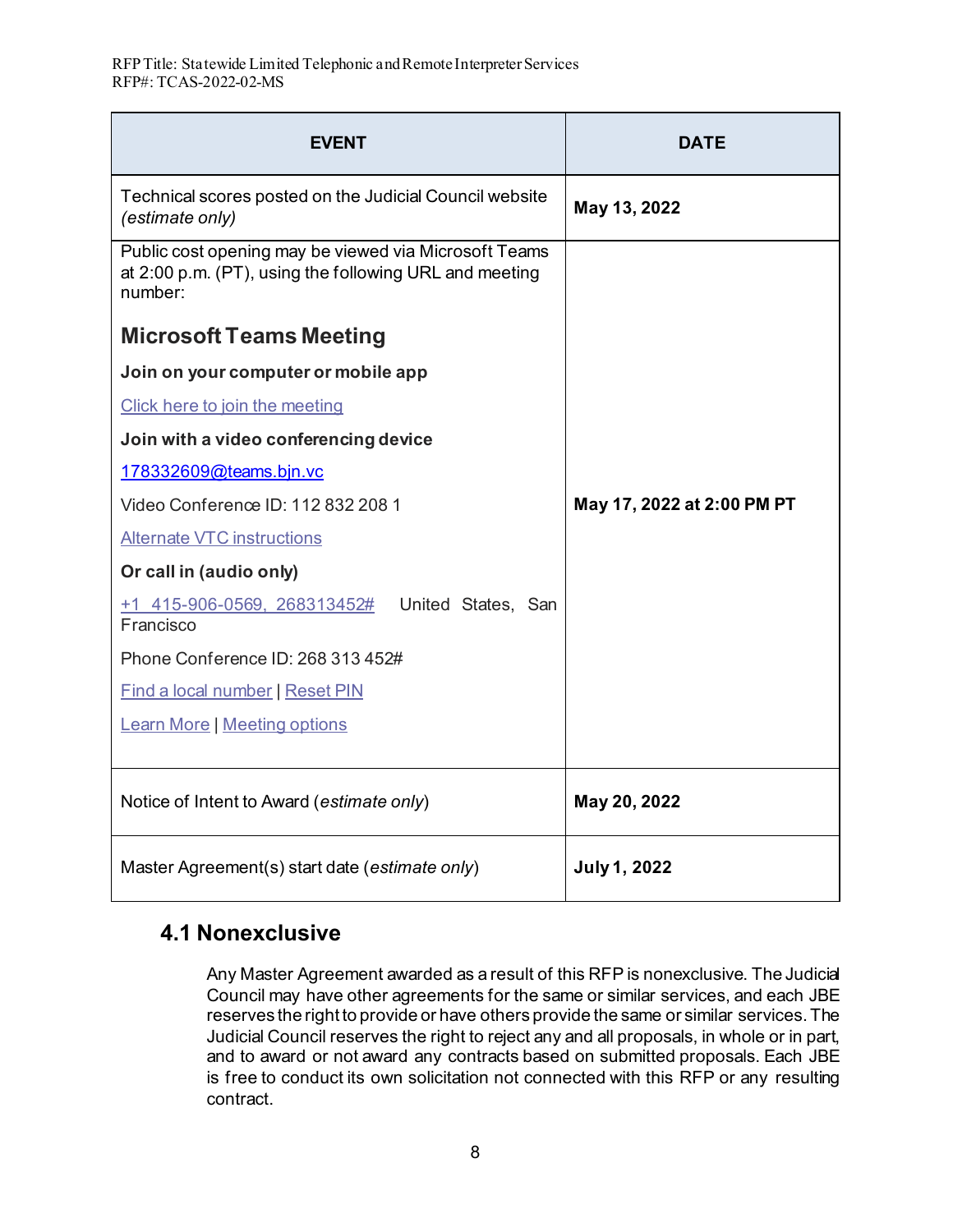| EVENT | DATE |
|---|---|
| Technical scores posted on the Judicial Council website *(estimate only)* | **May 13, 2022** |
| Public cost opening may be viewed via Microsoft Teams at 2:00 p.m. (PT), using the following URL and meeting number:<br><br>**Microsoft Teams Meeting**<br><br>**Join on your computer or mobile app**<br><br>Click here to join the meeting<br><br>**Join with a video conferencing device**<br><br>178332609@teams.bjn.vc<br><br>Video Conference ID: 112 832 208 1<br><br>Alternate VTC instructions<br><br>**Or call in (audio only)**<br><br>+1 415-906-0569,,268313452# United States, San Francisco<br><br>Phone Conference ID: 268 313 452#<br><br>Find a local number \| Reset PIN<br><br>Learn More \| Meeting options | **May 17, 2022 at 2:00 PM PT** |
| Notice of Intent to Award (*estimate only*) | **May 20, 2022** |
| Master Agreement(s) start date (*estimate only*) | **July 1, 2022** |

## 4.1 Nonexclusive

Any Master Agreement awarded as a result of this RFP is nonexclusive. The Judicial Council may have other agreements for the same or similar services, and each JBE reserves the right to provide or have others provide the same or similar services. The Judicial Council reserves the right to reject any and all proposals, in whole or in part, and to award or not award any contracts based on submitted proposals. Each JBE is free to conduct its own solicitation not connected with this RFP or any resulting contract.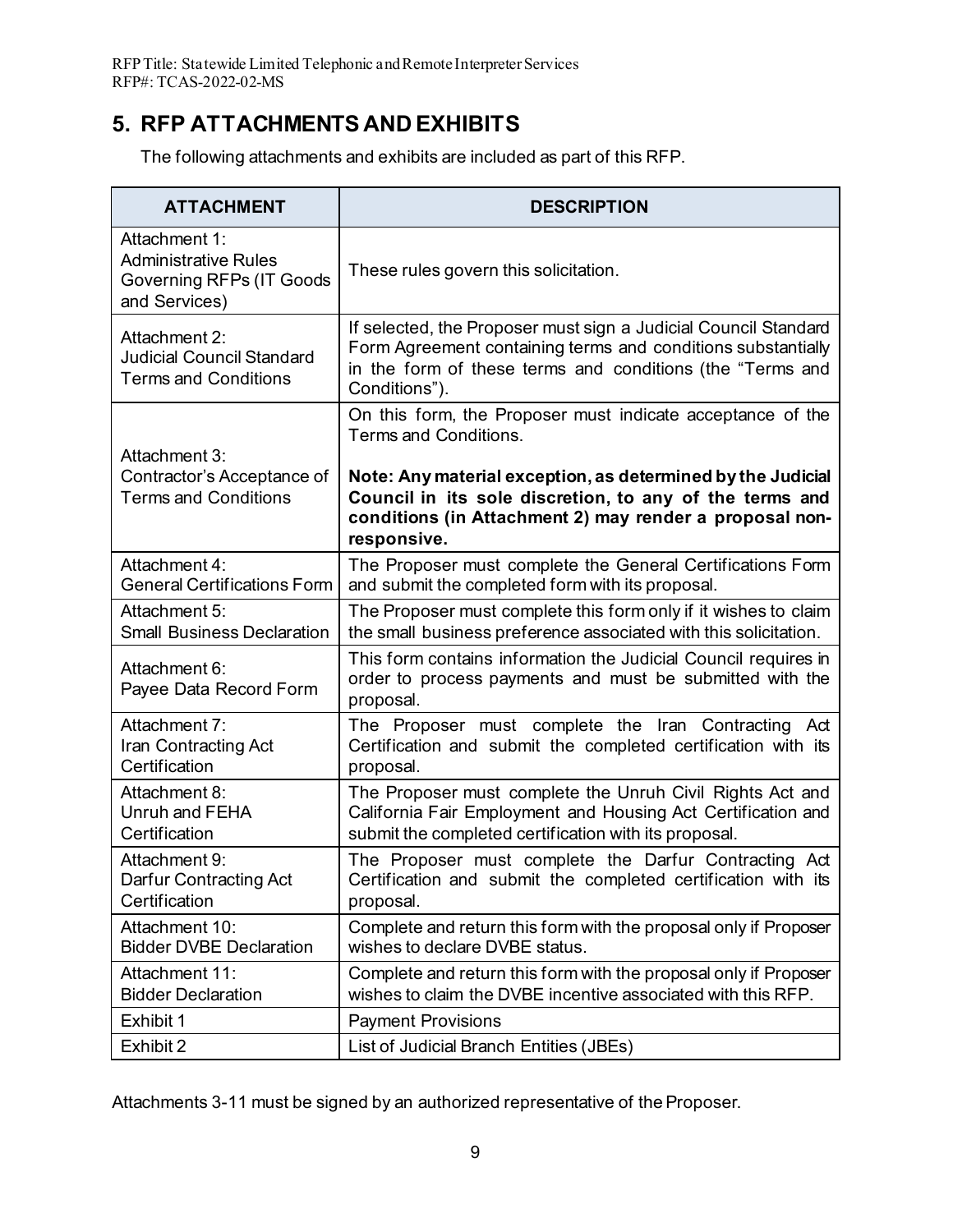## 5. RFP ATTACHMENTS AND EXHIBITS

The following attachments and exhibits are included as part of this RFP.

| ATTACHMENT | DESCRIPTION |
|---|---|
| Attachment 1: Administrative Rules Governing RFPs (IT Goods and Services) | These rules govern this solicitation. |
| Attachment 2: Judicial Council Standard Terms and Conditions | If selected, the Proposer must sign a Judicial Council Standard Form Agreement containing terms and conditions substantially in the form of these terms and conditions (the "Terms and Conditions"). |
| Attachment 3: Contractor's Acceptance of Terms and Conditions | On this form, the Proposer must indicate acceptance of the Terms and Conditions. **Note: Any material exception, as determined by the Judicial Council in its sole discretion, to any of the terms and conditions (in Attachment 2) may render a proposal non-responsive.** |
| Attachment 4: General Certifications Form | The Proposer must complete the General Certifications Form and submit the completed form with its proposal. |
| Attachment 5: Small Business Declaration | The Proposer must complete this form only if it wishes to claim the small business preference associated with this solicitation. |
| Attachment 6: Payee Data Record Form | This form contains information the Judicial Council requires in order to process payments and must be submitted with the proposal. |
| Attachment 7: Iran Contracting Act Certification | The Proposer must complete the Iran Contracting Act Certification and submit the completed certification with its proposal. |
| Attachment 8: Unruh and FEHA Certification | The Proposer must complete the Unruh Civil Rights Act and California Fair Employment and Housing Act Certification and submit the completed certification with its proposal. |
| Attachment 9: Darfur Contracting Act Certification | The Proposer must complete the Darfur Contracting Act Certification and submit the completed certification with its proposal. |
| Attachment 10: Bidder DVBE Declaration | Complete and return this form with the proposal only if Proposer wishes to declare DVBE status. |
| Attachment 11: Bidder Declaration | Complete and return this form with the proposal only if Proposer wishes to claim the DVBE incentive associated with this RFP. |
| Exhibit 1 | Payment Provisions |
| Exhibit 2 | List of Judicial Branch Entities (JBEs) |

Attachments 3-11 must be signed by an authorized representative of the Proposer.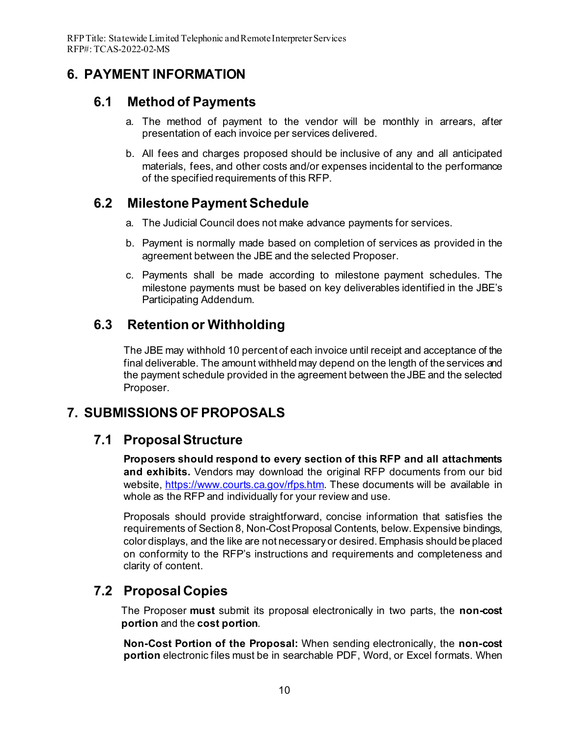# 6. PAYMENT INFORMATION

## 6.1 Method of Payments

a. The method of payment to the vendor will be monthly in arrears, after presentation of each invoice per services delivered.

b. All fees and charges proposed should be inclusive of any and all anticipated materials, fees, and other costs and/or expenses incidental to the performance of the specified requirements of this RFP.

## 6.2 Milestone Payment Schedule

a. The Judicial Council does not make advance payments for services.

b. Payment is normally made based on completion of services as provided in the agreement between the JBE and the selected Proposer.

c. Payments shall be made according to milestone payment schedules. The milestone payments must be based on key deliverables identified in the JBE's Participating Addendum.

## 6.3 Retention or Withholding

The JBE may withhold 10 percent of each invoice until receipt and acceptance of the final deliverable. The amount withheld may depend on the length of the services and the payment schedule provided in the agreement between the JBE and the selected Proposer.

# 7. SUBMISSIONS OF PROPOSALS

## 7.1 Proposal Structure

**Proposers should respond to every section of this RFP and all attachments and exhibits.** Vendors may download the original RFP documents from our bid website, https://www.courts.ca.gov/rfps.htm. These documents will be available in whole as the RFP and individually for your review and use.

Proposals should provide straightforward, concise information that satisfies the requirements of Section 8, Non-Cost Proposal Contents, below. Expensive bindings, color displays, and the like are not necessary or desired. Emphasis should be placed on conformity to the RFP's instructions and requirements and completeness and clarity of content.

## 7.2 Proposal Copies

The Proposer **must** submit its proposal electronically in two parts, the **non-cost portion** and the **cost portion**.

**Non-Cost Portion of the Proposal:** When sending electronically, the **non-cost portion** electronic files must be in searchable PDF, Word, or Excel formats. When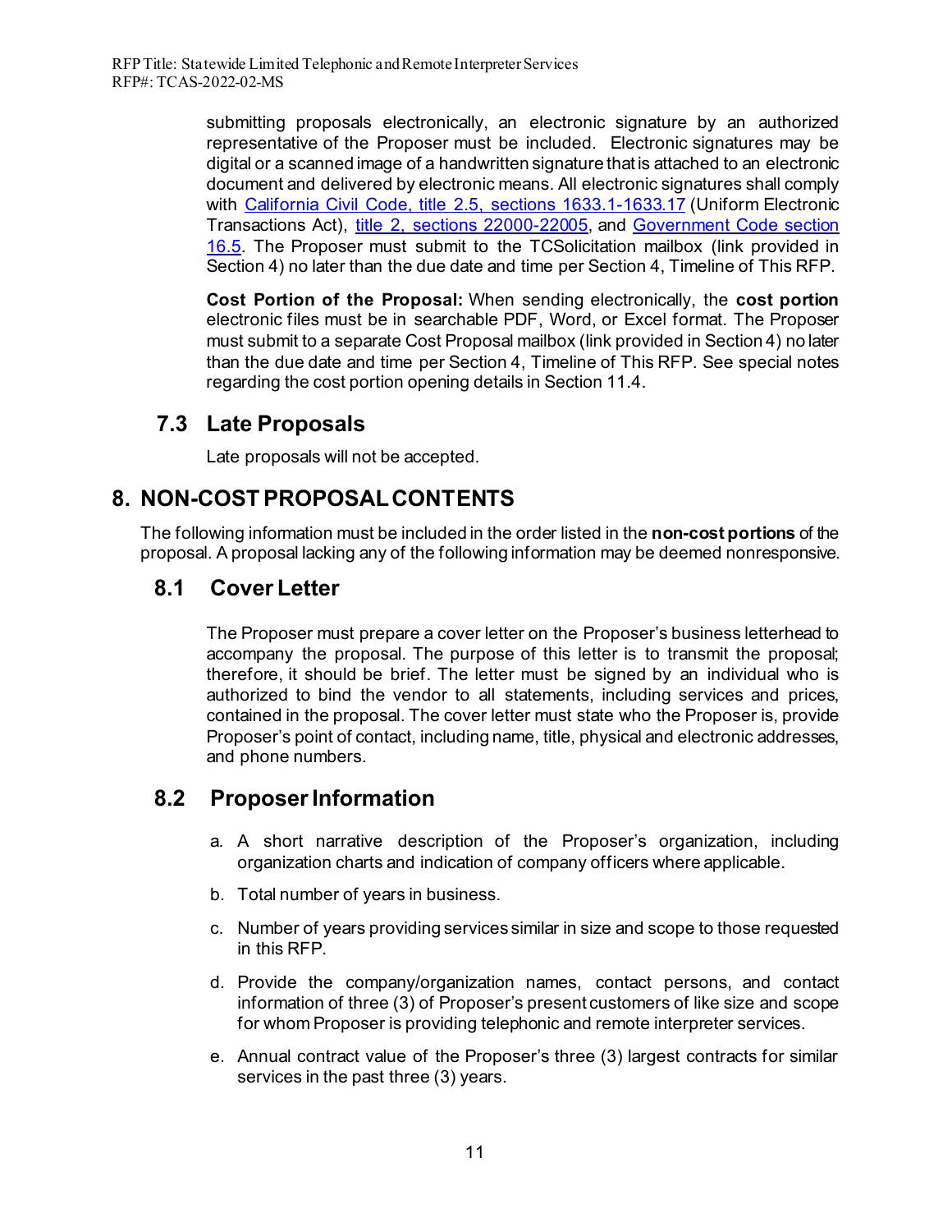submitting proposals electronically, an electronic signature by an authorized representative of the Proposer must be included. Electronic signatures may be digital or a scanned image of a handwritten signature that is attached to an electronic document and delivered by electronic means. All electronic signatures shall comply with California Civil Code, title 2.5, sections 1633.1-1633.17 (Uniform Electronic Transactions Act), title 2, sections 22000-22005, and Government Code section 16.5. The Proposer must submit to the TCSolicitation mailbox (link provided in Section 4) no later than the due date and time per Section 4, Timeline of This RFP.

**Cost Portion of the Proposal:** When sending electronically, the **cost portion** electronic files must be in searchable PDF, Word, or Excel format. The Proposer must submit to a separate Cost Proposal mailbox (link provided in Section 4) no later than the due date and time per Section 4, Timeline of This RFP. See special notes regarding the cost portion opening details in Section 11.4.

### 7.3 Late Proposals

Late proposals will not be accepted.

## 8. NON-COST PROPOSAL CONTENTS

The following information must be included in the order listed in the **non-cost portions** of the proposal. A proposal lacking any of the following information may be deemed nonresponsive.

### 8.1 Cover Letter

The Proposer must prepare a cover letter on the Proposer's business letterhead to accompany the proposal. The purpose of this letter is to transmit the proposal; therefore, it should be brief. The letter must be signed by an individual who is authorized to bind the vendor to all statements, including services and prices, contained in the proposal. The cover letter must state who the Proposer is, provide Proposer's point of contact, including name, title, physical and electronic addresses, and phone numbers.

### 8.2 Proposer Information

a. A short narrative description of the Proposer's organization, including organization charts and indication of company officers where applicable.

b. Total number of years in business.

c. Number of years providing services similar in size and scope to those requested in this RFP.

d. Provide the company/organization names, contact persons, and contact information of three (3) of Proposer's present customers of like size and scope for whom Proposer is providing telephonic and remote interpreter services.

e. Annual contract value of the Proposer's three (3) largest contracts for similar services in the past three (3) years.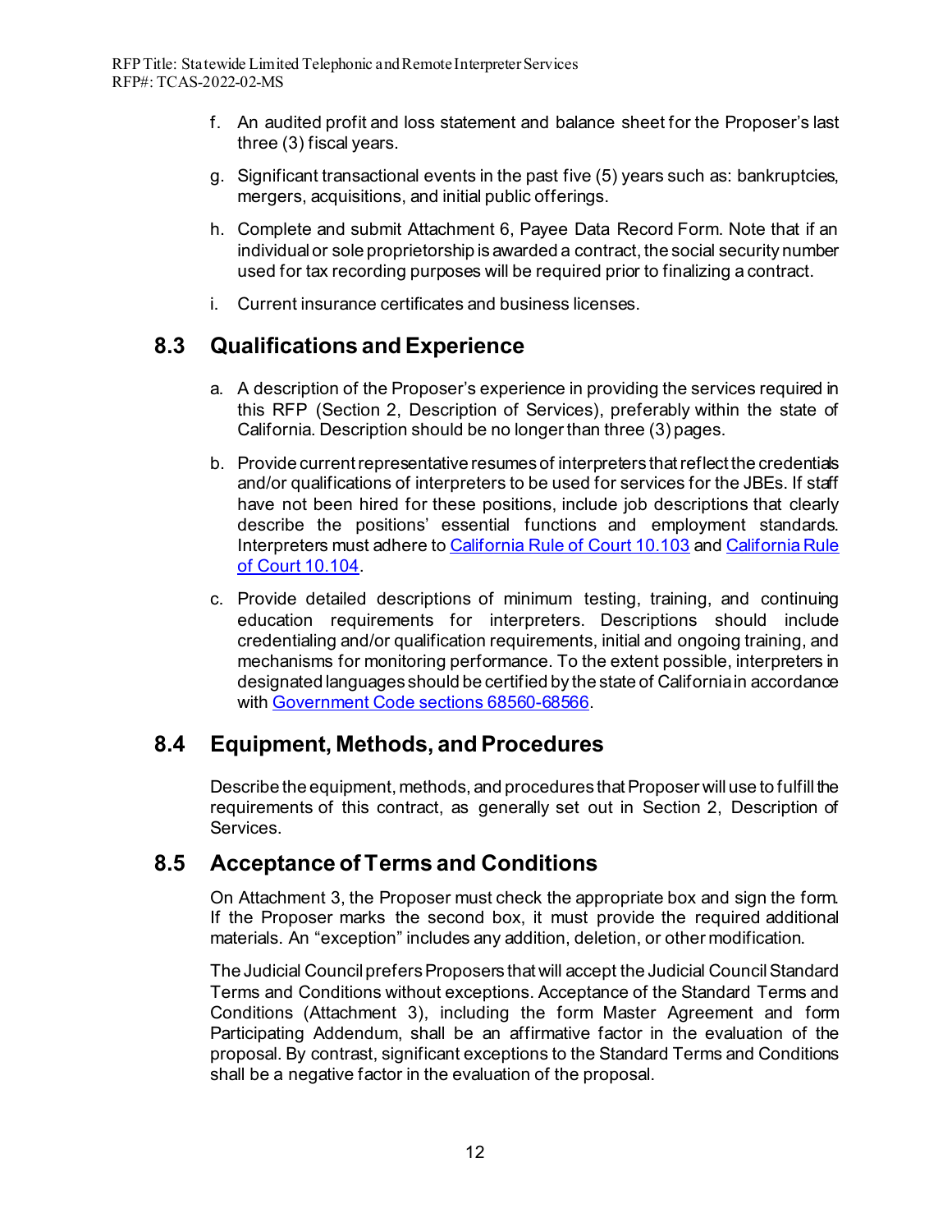f. An audited profit and loss statement and balance sheet for the Proposer's last three (3) fiscal years.

g. Significant transactional events in the past five (5) years such as: bankruptcies, mergers, acquisitions, and initial public offerings.

h. Complete and submit Attachment 6, Payee Data Record Form. Note that if an individual or sole proprietorship is awarded a contract, the social security number used for tax recording purposes will be required prior to finalizing a contract.

i. Current insurance certificates and business licenses.

## 8.3 Qualifications and Experience

a. A description of the Proposer's experience in providing the services required in this RFP (Section 2, Description of Services), preferably within the state of California. Description should be no longer than three (3) pages.

b. Provide current representative resumes of interpreters that reflect the credentials and/or qualifications of interpreters to be used for services for the JBEs. If staff have not been hired for these positions, include job descriptions that clearly describe the positions' essential functions and employment standards. Interpreters must adhere to California Rule of Court 10.103 and California Rule of Court 10.104.

c. Provide detailed descriptions of minimum testing, training, and continuing education requirements for interpreters. Descriptions should include credentialing and/or qualification requirements, initial and ongoing training, and mechanisms for monitoring performance. To the extent possible, interpreters in designated languages should be certified by the state of California in accordance with Government Code sections 68560-68566.

## 8.4 Equipment, Methods, and Procedures

Describe the equipment, methods, and procedures that Proposer will use to fulfill the requirements of this contract, as generally set out in Section 2, Description of Services.

## 8.5 Acceptance of Terms and Conditions

On Attachment 3, the Proposer must check the appropriate box and sign the form. If the Proposer marks the second box, it must provide the required additional materials. An "exception" includes any addition, deletion, or other modification.

The Judicial Council prefers Proposers that will accept the Judicial Council Standard Terms and Conditions without exceptions. Acceptance of the Standard Terms and Conditions (Attachment 3), including the form Master Agreement and form Participating Addendum, shall be an affirmative factor in the evaluation of the proposal. By contrast, significant exceptions to the Standard Terms and Conditions shall be a negative factor in the evaluation of the proposal.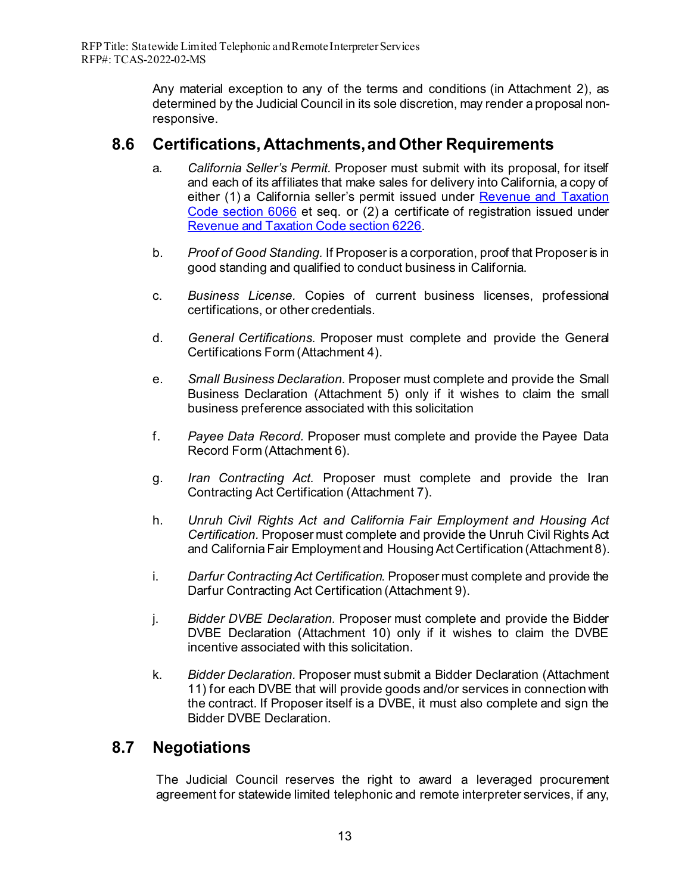Any material exception to any of the terms and conditions (in Attachment 2), as determined by the Judicial Council in its sole discretion, may render a proposal non-responsive.

## 8.6 Certifications, Attachments, and Other Requirements

a. *California Seller's Permit.* Proposer must submit with its proposal, for itself and each of its affiliates that make sales for delivery into California, a copy of either (1) a California seller's permit issued under [Revenue and Taxation Code section 6066](#) et seq. or (2) a certificate of registration issued under [Revenue and Taxation Code section 6226](#).

b. *Proof of Good Standing.* If Proposer is a corporation, proof that Proposer is in good standing and qualified to conduct business in California.

c. *Business License.* Copies of current business licenses, professional certifications, or other credentials.

d. *General Certifications.* Proposer must complete and provide the General Certifications Form (Attachment 4).

e. *Small Business Declaration.* Proposer must complete and provide the Small Business Declaration (Attachment 5) only if it wishes to claim the small business preference associated with this solicitation

f. *Payee Data Record.* Proposer must complete and provide the Payee Data Record Form (Attachment 6).

g. *Iran Contracting Act.* Proposer must complete and provide the Iran Contracting Act Certification (Attachment 7).

h. *Unruh Civil Rights Act and California Fair Employment and Housing Act Certification.* Proposer must complete and provide the Unruh Civil Rights Act and California Fair Employment and Housing Act Certification (Attachment 8).

i. *Darfur Contracting Act Certification.* Proposer must complete and provide the Darfur Contracting Act Certification (Attachment 9).

j. *Bidder DVBE Declaration.* Proposer must complete and provide the Bidder DVBE Declaration (Attachment 10) only if it wishes to claim the DVBE incentive associated with this solicitation.

k. *Bidder Declaration.* Proposer must submit a Bidder Declaration (Attachment 11) for each DVBE that will provide goods and/or services in connection with the contract. If Proposer itself is a DVBE, it must also complete and sign the Bidder DVBE Declaration.

## 8.7 Negotiations

The Judicial Council reserves the right to award a leveraged procurement agreement for statewide limited telephonic and remote interpreter services, if any,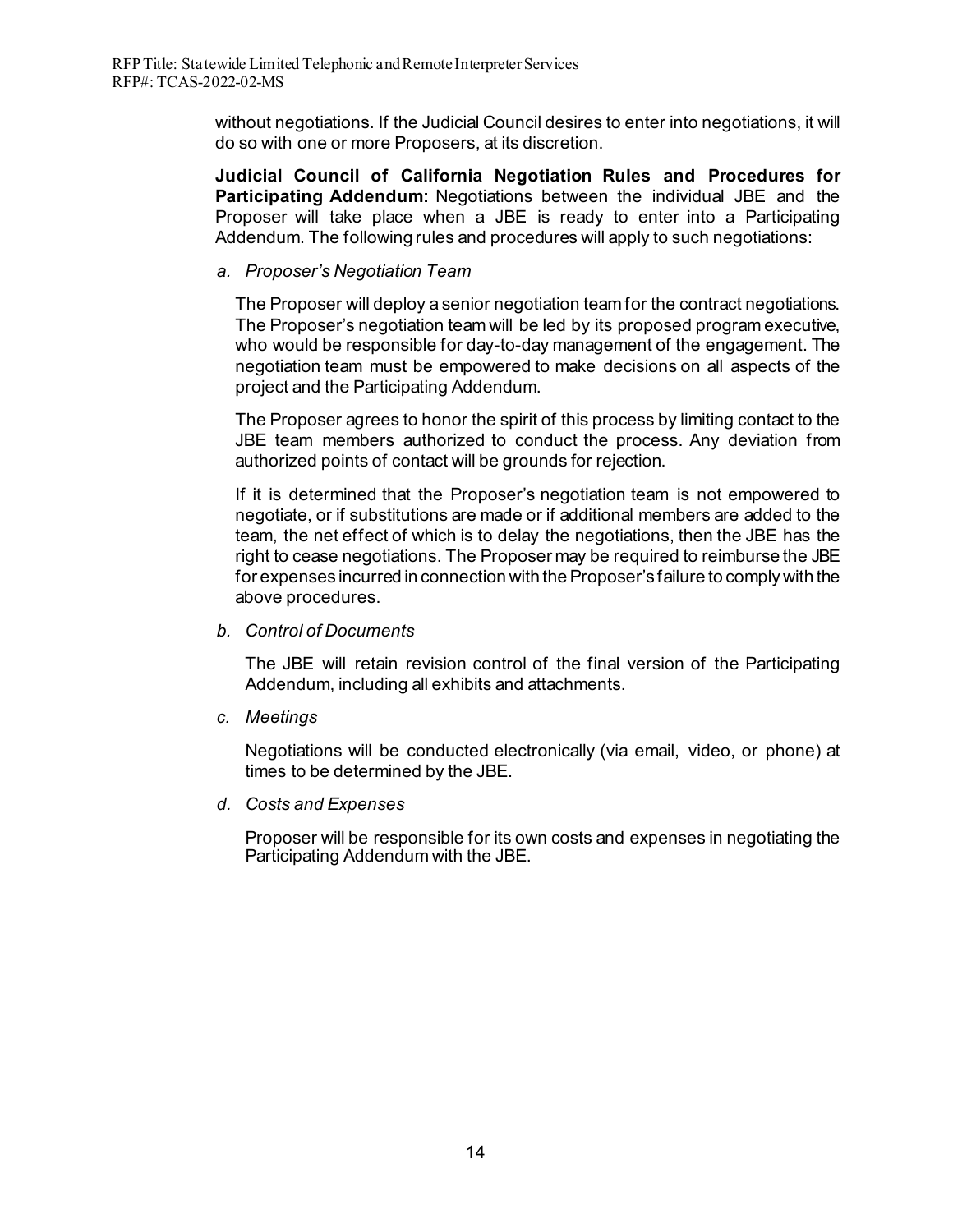without negotiations. If the Judicial Council desires to enter into negotiations, it will do so with one or more Proposers, at its discretion.

**Judicial Council of California Negotiation Rules and Procedures for Participating Addendum:** Negotiations between the individual JBE and the Proposer will take place when a JBE is ready to enter into a Participating Addendum. The following rules and procedures will apply to such negotiations:

*a. Proposer's Negotiation Team*

The Proposer will deploy a senior negotiation team for the contract negotiations. The Proposer's negotiation team will be led by its proposed program executive, who would be responsible for day-to-day management of the engagement. The negotiation team must be empowered to make decisions on all aspects of the project and the Participating Addendum.

The Proposer agrees to honor the spirit of this process by limiting contact to the JBE team members authorized to conduct the process. Any deviation from authorized points of contact will be grounds for rejection.

If it is determined that the Proposer's negotiation team is not empowered to negotiate, or if substitutions are made or if additional members are added to the team, the net effect of which is to delay the negotiations, then the JBE has the right to cease negotiations. The Proposer may be required to reimburse the JBE for expenses incurred in connection with the Proposer's failure to comply with the above procedures.

*b. Control of Documents*

The JBE will retain revision control of the final version of the Participating Addendum, including all exhibits and attachments.

*c. Meetings*

Negotiations will be conducted electronically (via email, video, or phone) at times to be determined by the JBE.

*d. Costs and Expenses*

Proposer will be responsible for its own costs and expenses in negotiating the Participating Addendum with the JBE.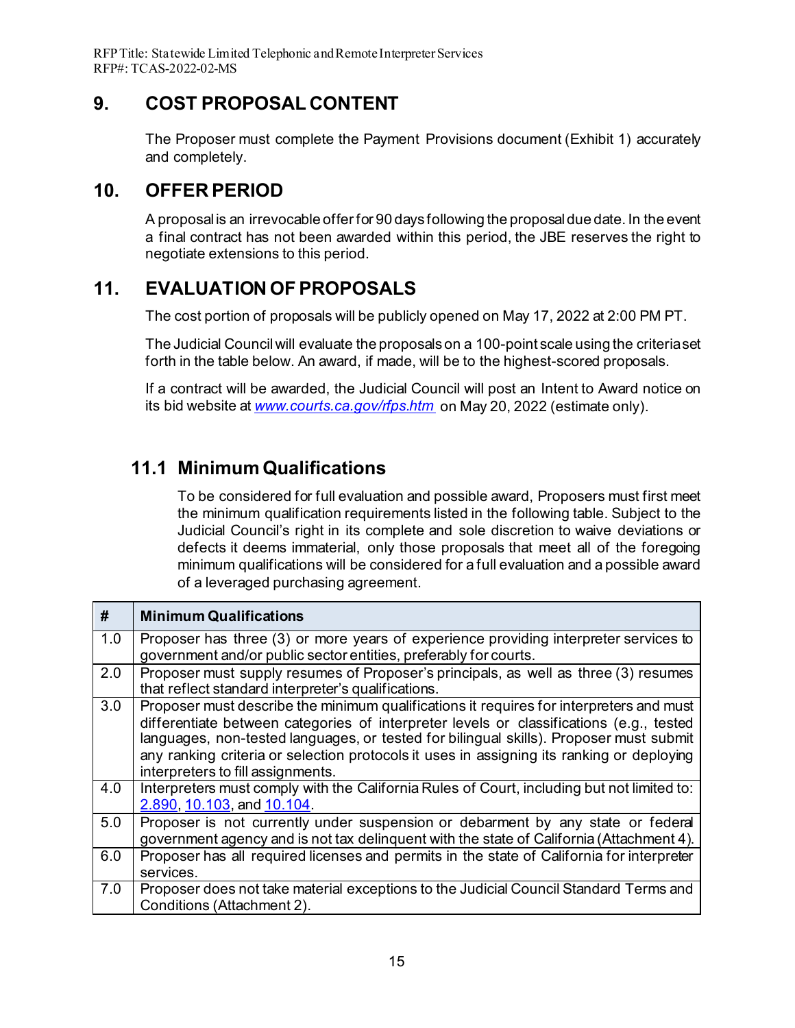## 9. COST PROPOSAL CONTENT

The Proposer must complete the Payment Provisions document (Exhibit 1) accurately and completely.

## 10. OFFER PERIOD

A proposal is an irrevocable offer for 90 days following the proposal due date. In the event a final contract has not been awarded within this period, the JBE reserves the right to negotiate extensions to this period.

## 11. EVALUATION OF PROPOSALS

The cost portion of proposals will be publicly opened on May 17, 2022 at 2:00 PM PT.

The Judicial Council will evaluate the proposals on a 100-point scale using the criteria set forth in the table below. An award, if made, will be to the highest-scored proposals.

If a contract will be awarded, the Judicial Council will post an Intent to Award notice on its bid website at *www.courts.ca.gov/rfps.htm* on May 20, 2022 (estimate only).

### 11.1 Minimum Qualifications

To be considered for full evaluation and possible award, Proposers must first meet the minimum qualification requirements listed in the following table. Subject to the Judicial Council's right in its complete and sole discretion to waive deviations or defects it deems immaterial, only those proposals that meet all of the foregoing minimum qualifications will be considered for a full evaluation and a possible award of a leveraged purchasing agreement.

| # | Minimum Qualifications |
|---|---|
| 1.0 | Proposer has three (3) or more years of experience providing interpreter services to government and/or public sector entities, preferably for courts. |
| 2.0 | Proposer must supply resumes of Proposer's principals, as well as three (3) resumes that reflect standard interpreter's qualifications. |
| 3.0 | Proposer must describe the minimum qualifications it requires for interpreters and must differentiate between categories of interpreter levels or classifications (e.g., tested languages, non-tested languages, or tested for bilingual skills). Proposer must submit any ranking criteria or selection protocols it uses in assigning its ranking or deploying interpreters to fill assignments. |
| 4.0 | Interpreters must comply with the California Rules of Court, including but not limited to: 2.890, 10.103, and 10.104. |
| 5.0 | Proposer is not currently under suspension or debarment by any state or federal government agency and is not tax delinquent with the state of California (Attachment 4). |
| 6.0 | Proposer has all required licenses and permits in the state of California for interpreter services. |
| 7.0 | Proposer does not take material exceptions to the Judicial Council Standard Terms and Conditions (Attachment 2). |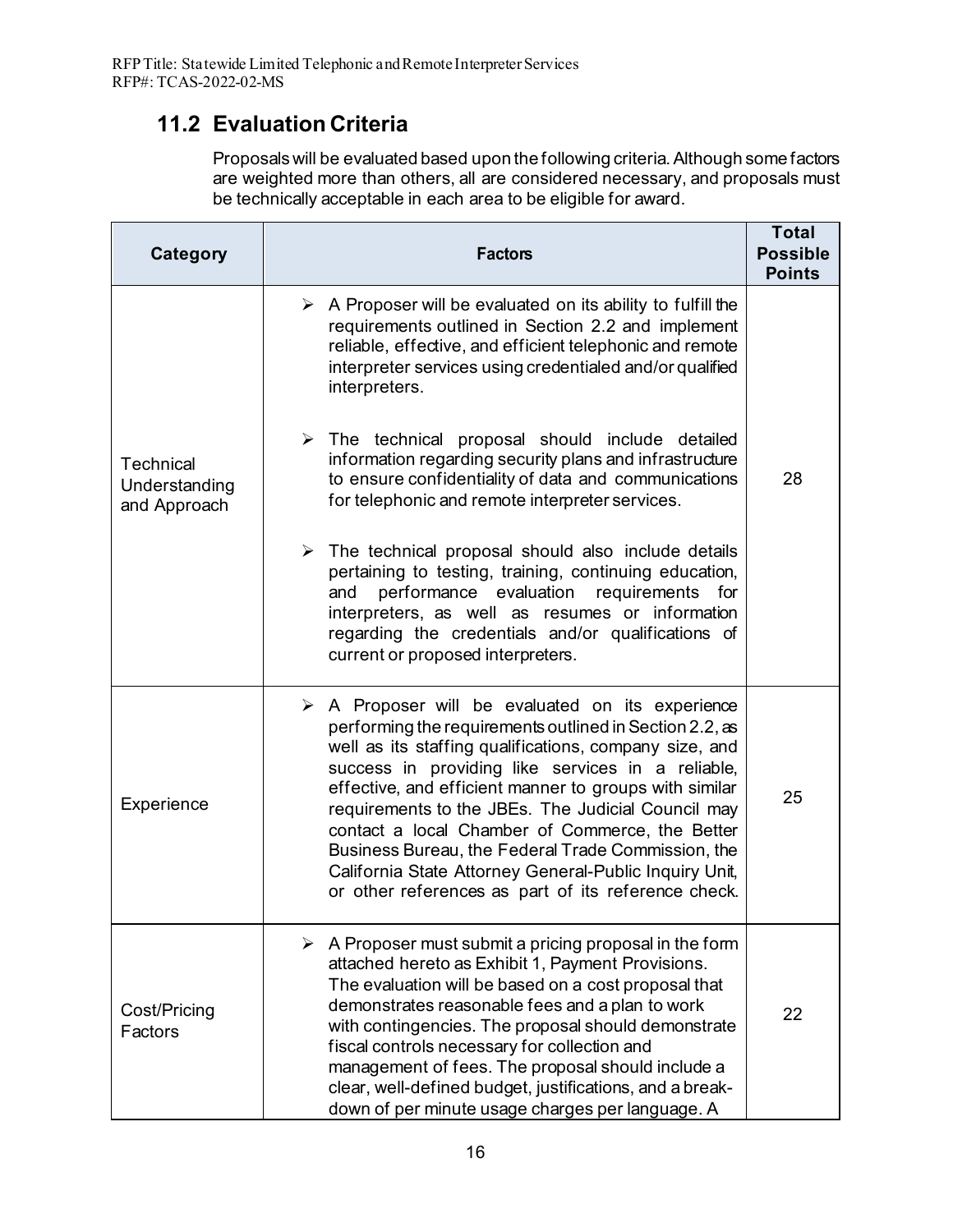## 11.2 Evaluation Criteria

Proposals will be evaluated based upon the following criteria. Although some factors are weighted more than others, all are considered necessary, and proposals must be technically acceptable in each area to be eligible for award.

| Category | Factors | Total Possible Points |
|---|---|---|
| Technical Understanding and Approach | ➢ A Proposer will be evaluated on its ability to fulfill the requirements outlined in Section 2.2 and implement reliable, effective, and efficient telephonic and remote interpreter services using credentialed and/or qualified interpreters.<br><br>➢ The technical proposal should include detailed information regarding security plans and infrastructure to ensure confidentiality of data and communications for telephonic and remote interpreter services.<br><br>➢ The technical proposal should also include details pertaining to testing, training, continuing education, and performance evaluation requirements for interpreters, as well as resumes or information regarding the credentials and/or qualifications of current or proposed interpreters. | 28 |
| Experience | ➢ A Proposer will be evaluated on its experience performing the requirements outlined in Section 2.2, as well as its staffing qualifications, company size, and success in providing like services in a reliable, effective, and efficient manner to groups with similar requirements to the JBEs. The Judicial Council may contact a local Chamber of Commerce, the Better Business Bureau, the Federal Trade Commission, the California State Attorney General-Public Inquiry Unit, or other references as part of its reference check. | 25 |
| Cost/Pricing Factors | ➢ A Proposer must submit a pricing proposal in the form attached hereto as Exhibit 1, Payment Provisions. The evaluation will be based on a cost proposal that demonstrates reasonable fees and a plan to work with contingencies. The proposal should demonstrate fiscal controls necessary for collection and management of fees. The proposal should include a clear, well-defined budget, justifications, and a break-down of per minute usage charges per language. A | 22 |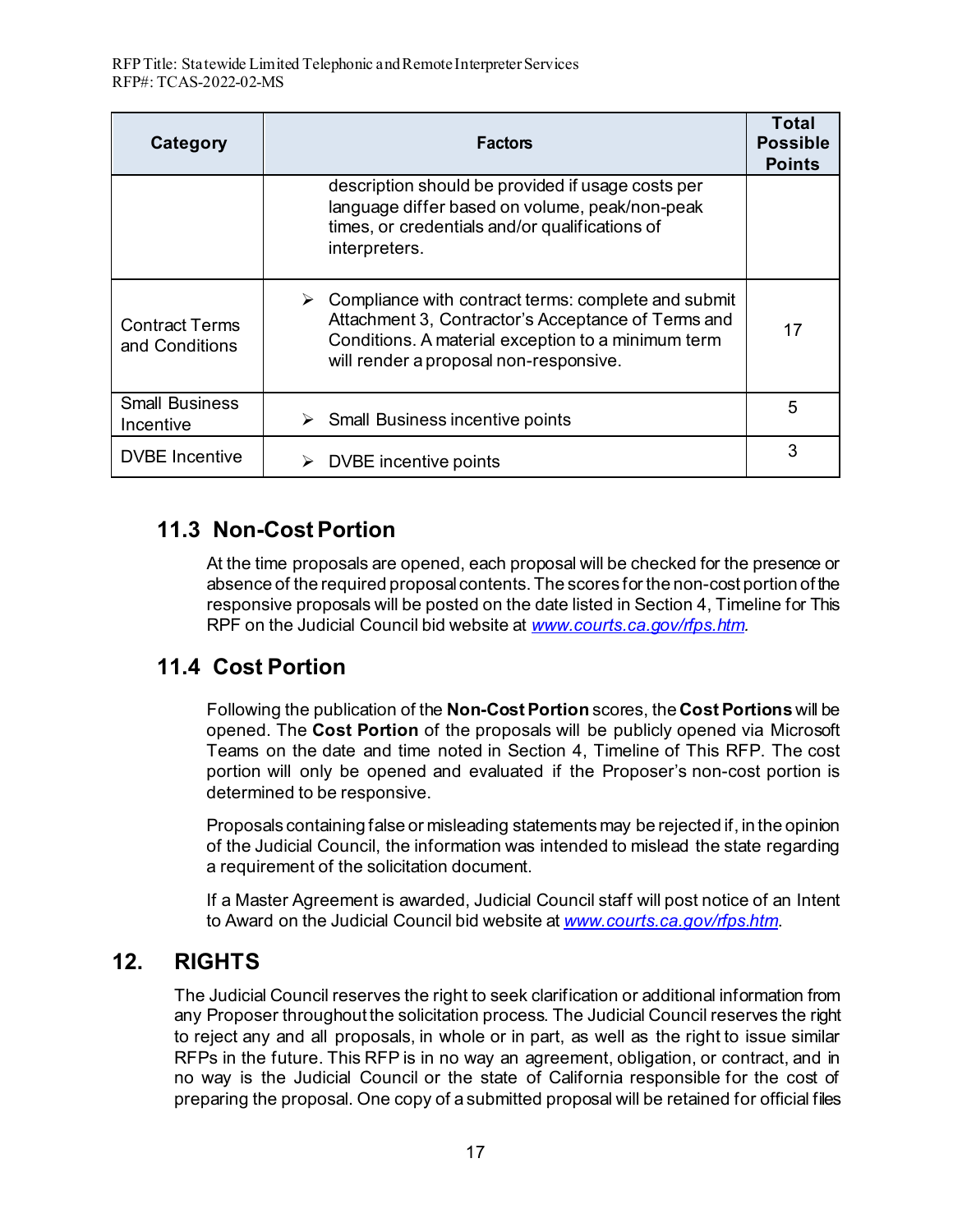| Category | Factors | Total Possible Points |
|---|---|---|
| | description should be provided if usage costs per language differ based on volume, peak/non-peak times, or credentials and/or qualifications of interpreters. | |
| Contract Terms and Conditions | ➢ Compliance with contract terms: complete and submit Attachment 3, Contractor's Acceptance of Terms and Conditions. A material exception to a minimum term will render a proposal non-responsive. | 17 |
| Small Business Incentive | ➢ Small Business incentive points | 5 |
| DVBE Incentive | ➢ DVBE incentive points | 3 |

## 11.3 Non-Cost Portion

At the time proposals are opened, each proposal will be checked for the presence or absence of the required proposal contents. The scores for the non-cost portion of the responsive proposals will be posted on the date listed in Section 4, Timeline for This RPF on the Judicial Council bid website at *www.courts.ca.gov/rfps.htm*.

## 11.4 Cost Portion

Following the publication of the **Non-Cost Portion** scores, the **Cost Portions** will be opened. The **Cost Portion** of the proposals will be publicly opened via Microsoft Teams on the date and time noted in Section 4, Timeline of This RFP. The cost portion will only be opened and evaluated if the Proposer's non-cost portion is determined to be responsive.

Proposals containing false or misleading statements may be rejected if, in the opinion of the Judicial Council, the information was intended to mislead the state regarding a requirement of the solicitation document.

If a Master Agreement is awarded, Judicial Council staff will post notice of an Intent to Award on the Judicial Council bid website at *www.courts.ca.gov/rfps.htm*.

# 12. RIGHTS

The Judicial Council reserves the right to seek clarification or additional information from any Proposer throughout the solicitation process. The Judicial Council reserves the right to reject any and all proposals, in whole or in part, as well as the right to issue similar RFPs in the future. This RFP is in no way an agreement, obligation, or contract, and in no way is the Judicial Council or the state of California responsible for the cost of preparing the proposal. One copy of a submitted proposal will be retained for official files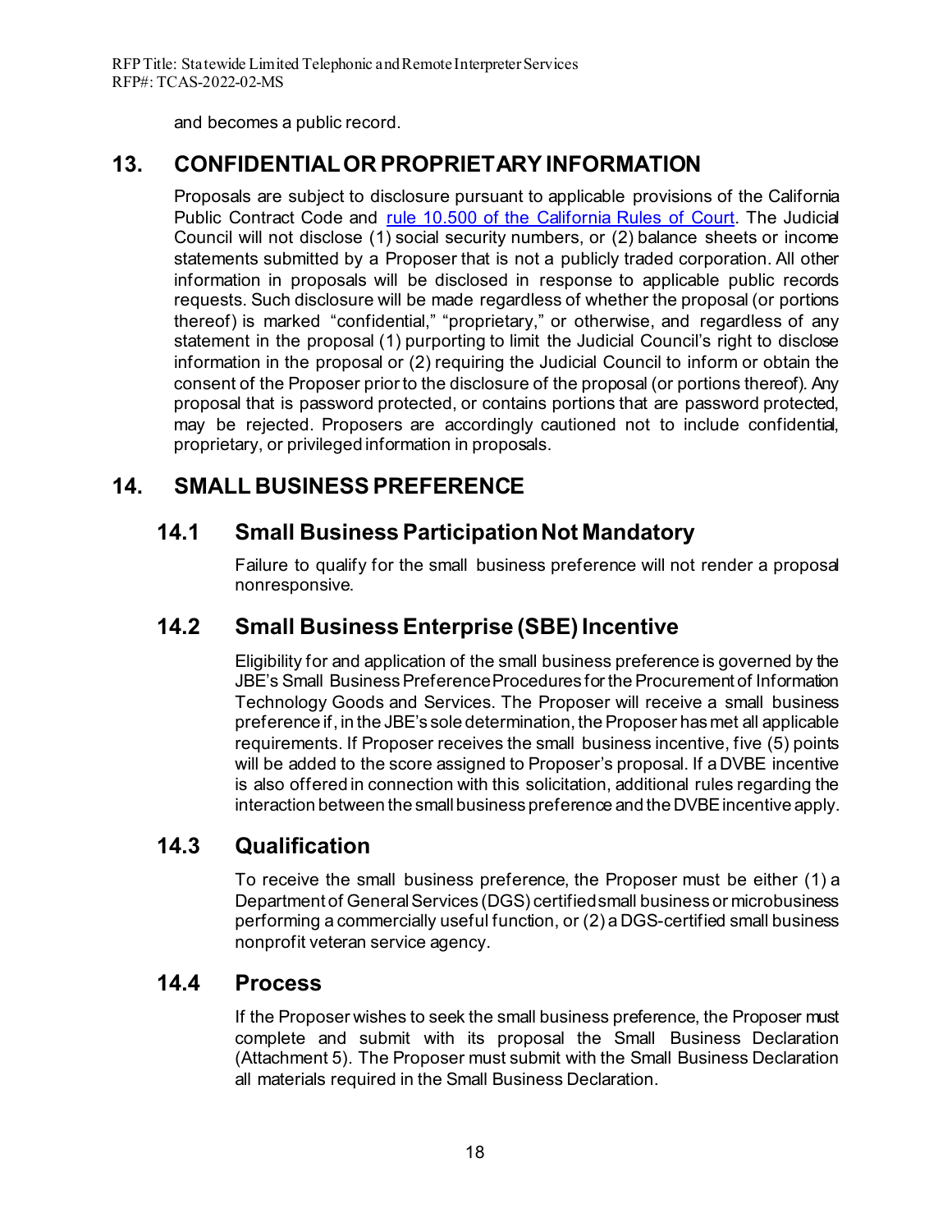and becomes a public record.

## 13. CONFIDENTIAL OR PROPRIETARY INFORMATION

Proposals are subject to disclosure pursuant to applicable provisions of the California Public Contract Code and rule 10.500 of the California Rules of Court. The Judicial Council will not disclose (1) social security numbers, or (2) balance sheets or income statements submitted by a Proposer that is not a publicly traded corporation. All other information in proposals will be disclosed in response to applicable public records requests. Such disclosure will be made regardless of whether the proposal (or portions thereof) is marked "confidential," "proprietary," or otherwise, and regardless of any statement in the proposal (1) purporting to limit the Judicial Council's right to disclose information in the proposal or (2) requiring the Judicial Council to inform or obtain the consent of the Proposer prior to the disclosure of the proposal (or portions thereof). Any proposal that is password protected, or contains portions that are password protected, may be rejected. Proposers are accordingly cautioned not to include confidential, proprietary, or privileged information in proposals.

## 14. SMALL BUSINESS PREFERENCE

### 14.1 Small Business Participation Not Mandatory

Failure to qualify for the small business preference will not render a proposal nonresponsive.

### 14.2 Small Business Enterprise (SBE) Incentive

Eligibility for and application of the small business preference is governed by the JBE's Small Business Preference Procedures for the Procurement of Information Technology Goods and Services. The Proposer will receive a small business preference if, in the JBE's sole determination, the Proposer has met all applicable requirements. If Proposer receives the small business incentive, five (5) points will be added to the score assigned to Proposer's proposal. If a DVBE incentive is also offered in connection with this solicitation, additional rules regarding the interaction between the small business preference and the DVBE incentive apply.

### 14.3 Qualification

To receive the small business preference, the Proposer must be either (1) a Department of General Services (DGS) certified small business or microbusiness performing a commercially useful function, or (2) a DGS-certified small business nonprofit veteran service agency.

### 14.4 Process

If the Proposer wishes to seek the small business preference, the Proposer must complete and submit with its proposal the Small Business Declaration (Attachment 5). The Proposer must submit with the Small Business Declaration all materials required in the Small Business Declaration.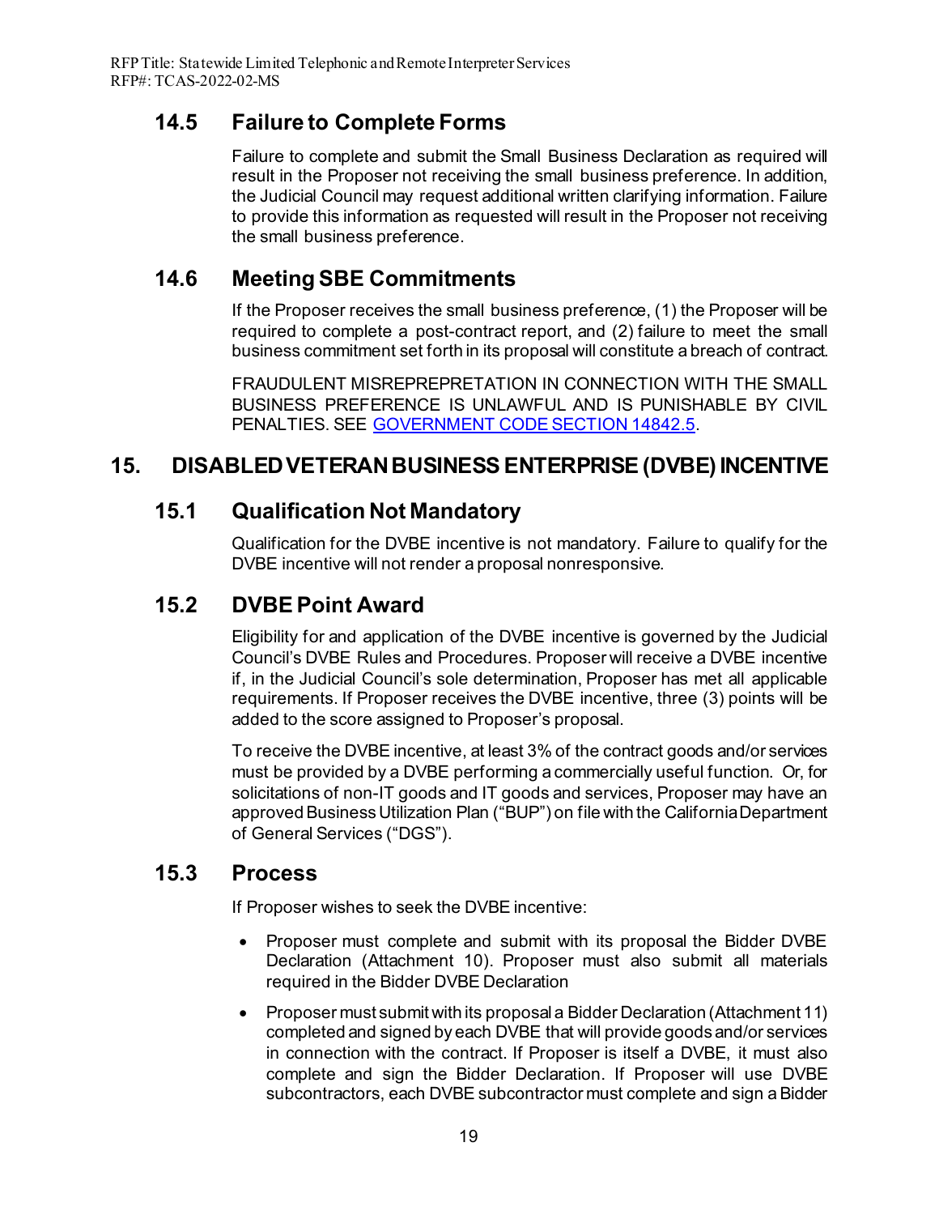## 14.5 Failure to Complete Forms

Failure to complete and submit the Small Business Declaration as required will result in the Proposer not receiving the small business preference. In addition, the Judicial Council may request additional written clarifying information. Failure to provide this information as requested will result in the Proposer not receiving the small business preference.

## 14.6 Meeting SBE Commitments

If the Proposer receives the small business preference, (1) the Proposer will be required to complete a post-contract report, and (2) failure to meet the small business commitment set forth in its proposal will constitute a breach of contract.

FRAUDULENT MISREPREPRETATION IN CONNECTION WITH THE SMALL BUSINESS PREFERENCE IS UNLAWFUL AND IS PUNISHABLE BY CIVIL PENALTIES. SEE [GOVERNMENT CODE SECTION 14842.5](#).

# 15. DISABLED VETERAN BUSINESS ENTERPRISE (DVBE) INCENTIVE

## 15.1 Qualification Not Mandatory

Qualification for the DVBE incentive is not mandatory. Failure to qualify for the DVBE incentive will not render a proposal nonresponsive.

## 15.2 DVBE Point Award

Eligibility for and application of the DVBE incentive is governed by the Judicial Council's DVBE Rules and Procedures. Proposer will receive a DVBE incentive if, in the Judicial Council's sole determination, Proposer has met all applicable requirements. If Proposer receives the DVBE incentive, three (3) points will be added to the score assigned to Proposer's proposal.

To receive the DVBE incentive, at least 3% of the contract goods and/or services must be provided by a DVBE performing a commercially useful function. Or, for solicitations of non-IT goods and IT goods and services, Proposer may have an approved Business Utilization Plan ("BUP") on file with the California Department of General Services ("DGS").

## 15.3 Process

If Proposer wishes to seek the DVBE incentive:

- Proposer must complete and submit with its proposal the Bidder DVBE Declaration (Attachment 10). Proposer must also submit all materials required in the Bidder DVBE Declaration
- Proposer must submit with its proposal a Bidder Declaration (Attachment 11) completed and signed by each DVBE that will provide goods and/or services in connection with the contract. If Proposer is itself a DVBE, it must also complete and sign the Bidder Declaration. If Proposer will use DVBE subcontractors, each DVBE subcontractor must complete and sign a Bidder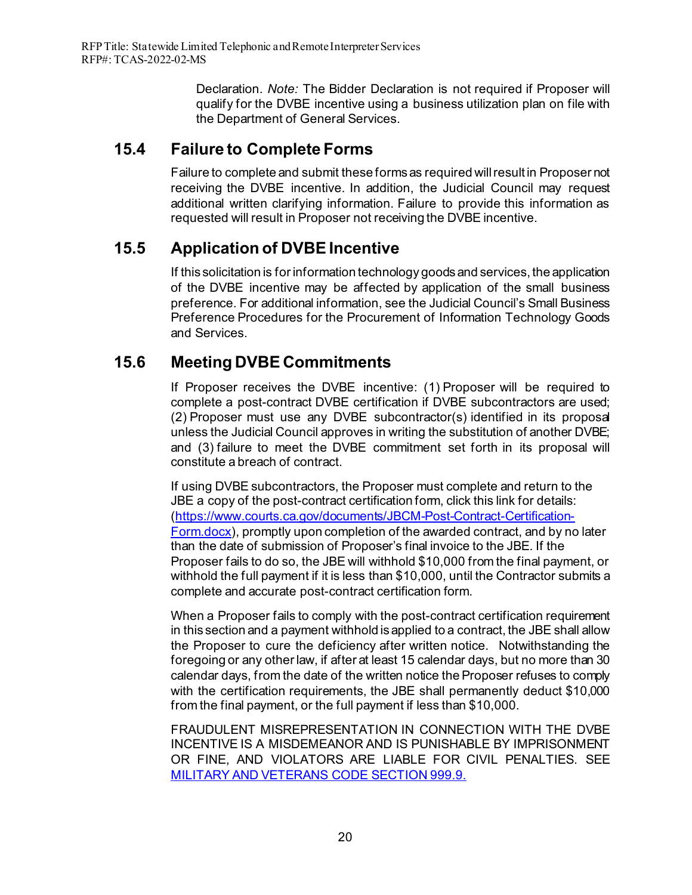Declaration. *Note:* The Bidder Declaration is not required if Proposer will qualify for the DVBE incentive using a business utilization plan on file with the Department of General Services.

## 15.4 Failure to Complete Forms

Failure to complete and submit these forms as required will result in Proposer not receiving the DVBE incentive. In addition, the Judicial Council may request additional written clarifying information. Failure to provide this information as requested will result in Proposer not receiving the DVBE incentive.

## 15.5 Application of DVBE Incentive

If this solicitation is for information technology goods and services, the application of the DVBE incentive may be affected by application of the small business preference. For additional information, see the Judicial Council's Small Business Preference Procedures for the Procurement of Information Technology Goods and Services.

## 15.6 Meeting DVBE Commitments

If Proposer receives the DVBE incentive: (1) Proposer will be required to complete a post-contract DVBE certification if DVBE subcontractors are used; (2) Proposer must use any DVBE subcontractor(s) identified in its proposal unless the Judicial Council approves in writing the substitution of another DVBE; and (3) failure to meet the DVBE commitment set forth in its proposal will constitute a breach of contract.

If using DVBE subcontractors, the Proposer must complete and return to the JBE a copy of the post-contract certification form, click this link for details: ([https://www.courts.ca.gov/documents/JBCM-Post-Contract-Certification-Form.docx](https://www.courts.ca.gov/documents/JBCM-Post-Contract-Certification-Form.docx)), promptly upon completion of the awarded contract, and by no later than the date of submission of Proposer's final invoice to the JBE. If the Proposer fails to do so, the JBE will withhold $10,000 from the final payment, or withhold the full payment if it is less than $10,000, until the Contractor submits a complete and accurate post-contract certification form.

When a Proposer fails to comply with the post-contract certification requirement in this section and a payment withhold is applied to a contract, the JBE shall allow the Proposer to cure the deficiency after written notice. Notwithstanding the foregoing or any other law, if after at least 15 calendar days, but no more than 30 calendar days, from the date of the written notice the Proposer refuses to comply with the certification requirements, the JBE shall permanently deduct $10,000 from the final payment, or the full payment if less than $10,000.

FRAUDULENT MISREPRESENTATION IN CONNECTION WITH THE DVBE INCENTIVE IS A MISDEMEANOR AND IS PUNISHABLE BY IMPRISONMENT OR FINE, AND VIOLATORS ARE LIABLE FOR CIVIL PENALTIES. SEE MILITARY AND VETERANS CODE SECTION 999.9.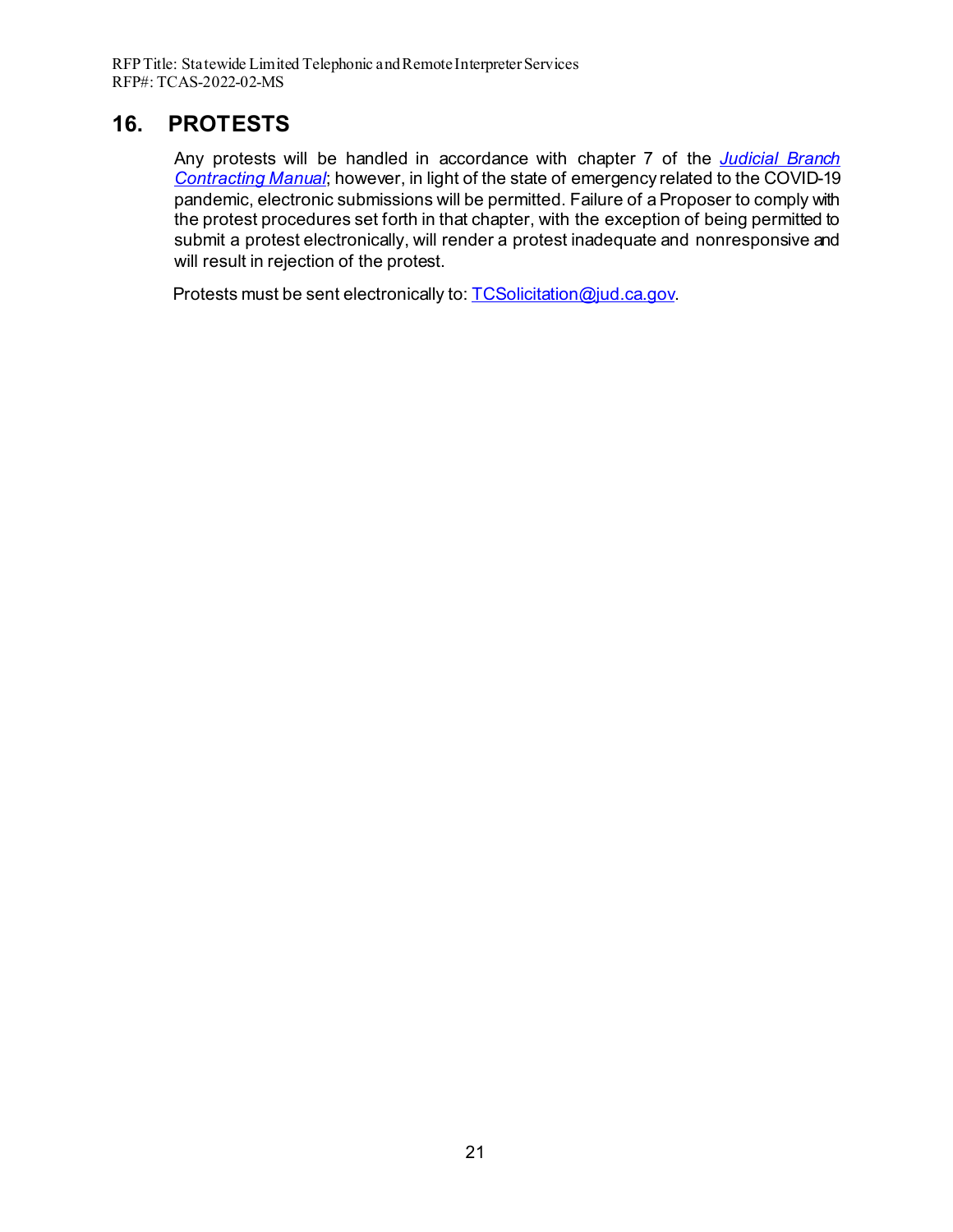## 16. PROTESTS

Any protests will be handled in accordance with chapter 7 of the *Judicial Branch Contracting Manual*; however, in light of the state of emergency related to the COVID-19 pandemic, electronic submissions will be permitted. Failure of a Proposer to comply with the protest procedures set forth in that chapter, with the exception of being permitted to submit a protest electronically, will render a protest inadequate and nonresponsive and will result in rejection of the protest.

Protests must be sent electronically to: TCSolicitation@jud.ca.gov.